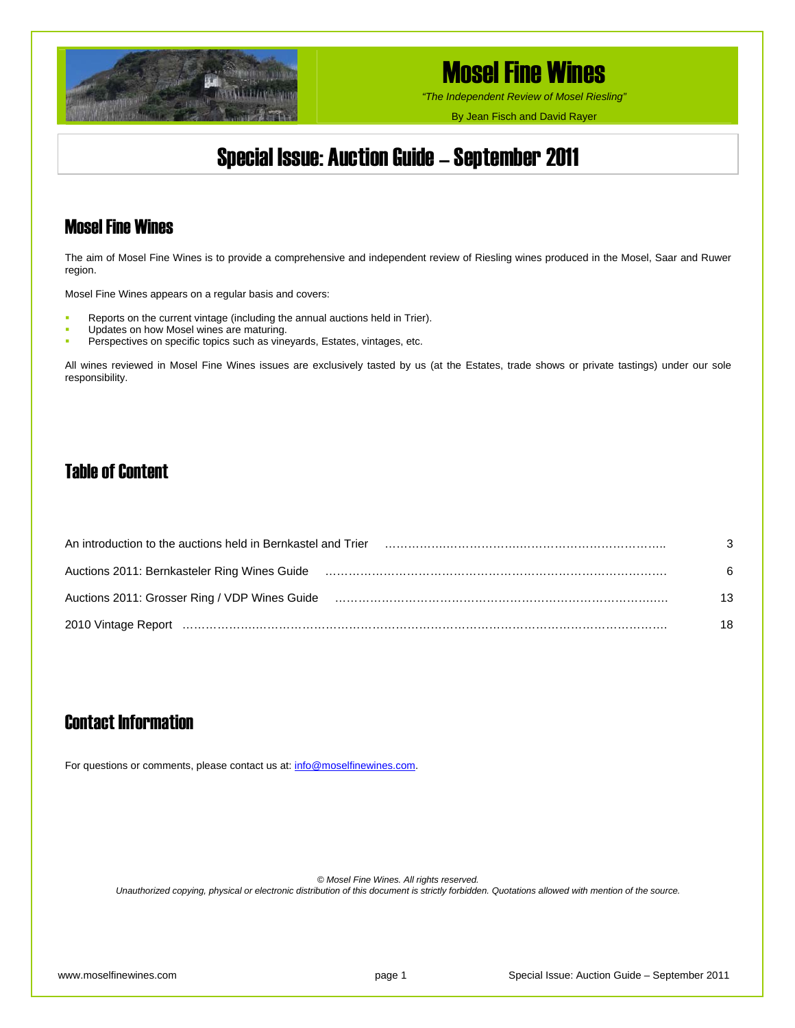# Mosel Fine Wines

*"The Independent Review of Mosel Riesling"*

By Jean Fisch and David Rayer

# Special Issue: Auction Guide – September 2011

## Mosel Fine Wines

The aim of Mosel Fine Wines is to provide a comprehensive and independent review of Riesling wines produced in the Mosel, Saar and Ruwer region.

Mosel Fine Wines appears on a regular basis and covers:

- Reports on the current vintage (including the annual auctions held in Trier).
- Updates on how Mosel wines are maturing.
- Perspectives on specific topics such as vineyards, Estates, vintages, etc.

All wines reviewed in Mosel Fine Wines issues are exclusively tasted by us (at the Estates, trade shows or private tastings) under our sole responsibility.

## Table of Content

| | |
|---|---|
| An introduction to the auctions held in Bernkastel and Trier | 3 |
| Auctions 2011: Bernkasteler Ring Wines Guide | 6 |
| Auctions 2011: Grosser Ring / VDP Wines Guide | 13 |
| 2010 Vintage Report | 18 |

## Contact Information

For questions or comments, please contact us at: info@moselfinewines.com.

*© Mosel Fine Wines. All rights reserved.*

*Unauthorized copying, physical or electronic distribution of this document is strictly forbidden. Quotations allowed with mention of the source.*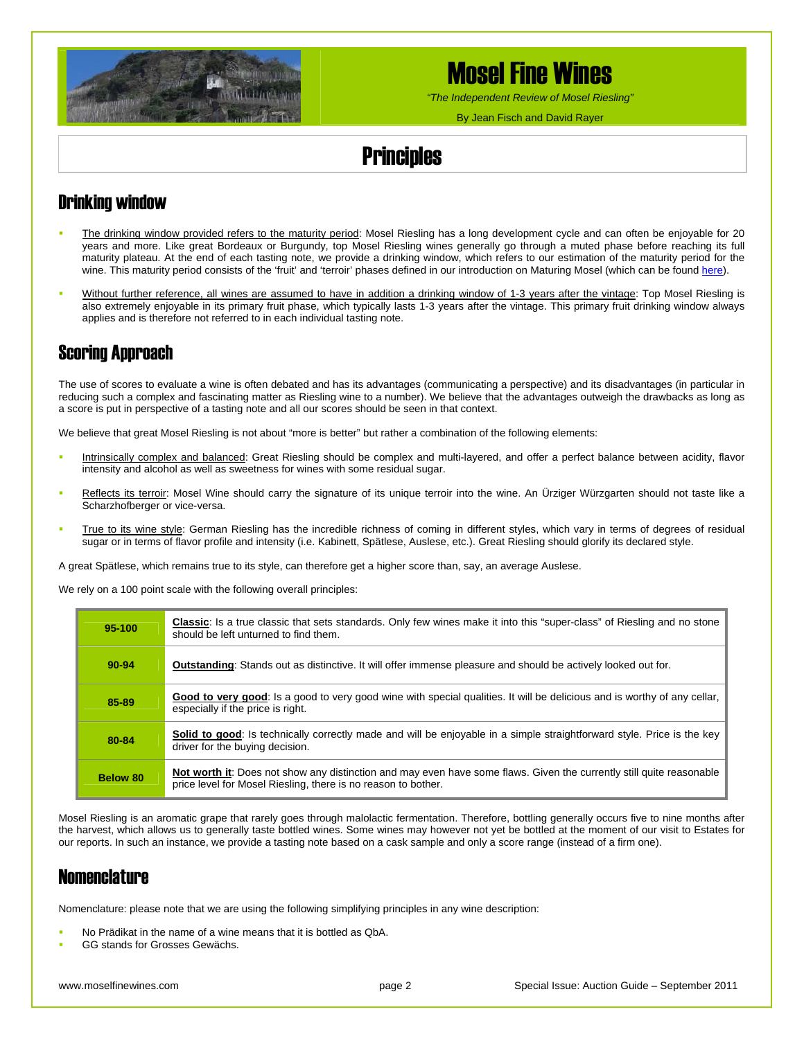# Mosel Fine Wines

*"The Independent Review of Mosel Riesling"*

By Jean Fisch and David Rayer

## Principles

### Drinking window

- The drinking window provided refers to the maturity period: Mosel Riesling has a long development cycle and can often be enjoyable for 20 years and more. Like great Bordeaux or Burgundy, top Mosel Riesling wines generally go through a muted phase before reaching its full maturity plateau. At the end of each tasting note, we provide a drinking window, which refers to our estimation of the maturity period for the wine. This maturity period consists of the 'fruit' and 'terroir' phases defined in our introduction on Maturing Mosel (which can be found here).
- Without further reference, all wines are assumed to have in addition a drinking window of 1-3 years after the vintage: Top Mosel Riesling is also extremely enjoyable in its primary fruit phase, which typically lasts 1-3 years after the vintage. This primary fruit drinking window always applies and is therefore not referred to in each individual tasting note.

### Scoring Approach

The use of scores to evaluate a wine is often debated and has its advantages (communicating a perspective) and its disadvantages (in particular in reducing such a complex and fascinating matter as Riesling wine to a number). We believe that the advantages outweigh the drawbacks as long as a score is put in perspective of a tasting note and all our scores should be seen in that context.

We believe that great Mosel Riesling is not about "more is better" but rather a combination of the following elements:

- Intrinsically complex and balanced: Great Riesling should be complex and multi-layered, and offer a perfect balance between acidity, flavor intensity and alcohol as well as sweetness for wines with some residual sugar.
- Reflects its terroir: Mosel Wine should carry the signature of its unique terroir into the wine. An Ürziger Würzgarten should not taste like a Scharzhofberger or vice-versa.
- True to its wine style: German Riesling has the incredible richness of coming in different styles, which vary in terms of degrees of residual sugar or in terms of flavor profile and intensity (i.e. Kabinett, Spätlese, Auslese, etc.). Great Riesling should glorify its declared style.

A great Spätlese, which remains true to its style, can therefore get a higher score than, say, an average Auslese.

We rely on a 100 point scale with the following overall principles:

| Score | Description |
|---|---|
| **95-100** | **Classic**: Is a true classic that sets standards. Only few wines make it into this "super-class" of Riesling and no stone should be left unturned to find them. |
| **90-94** | **Outstanding**: Stands out as distinctive. It will offer immense pleasure and should be actively looked out for. |
| **85-89** | **Good to very good**: Is a good to very good wine with special qualities. It will be delicious and is worthy of any cellar, especially if the price is right. |
| **80-84** | **Solid to good**: Is technically correctly made and will be enjoyable in a simple straightforward style. Price is the key driver for the buying decision. |
| **Below 80** | **Not worth it**: Does not show any distinction and may even have some flaws. Given the currently still quite reasonable price level for Mosel Riesling, there is no reason to bother. |

Mosel Riesling is an aromatic grape that rarely goes through malolactic fermentation. Therefore, bottling generally occurs five to nine months after the harvest, which allows us to generally taste bottled wines. Some wines may however not yet be bottled at the moment of our visit to Estates for our reports. In such an instance, we provide a tasting note based on a cask sample and only a score range (instead of a firm one).

### Nomenclature

Nomenclature: please note that we are using the following simplifying principles in any wine description:

- No Prädikat in the name of a wine means that it is bottled as QbA.
- GG stands for Grosses Gewächs.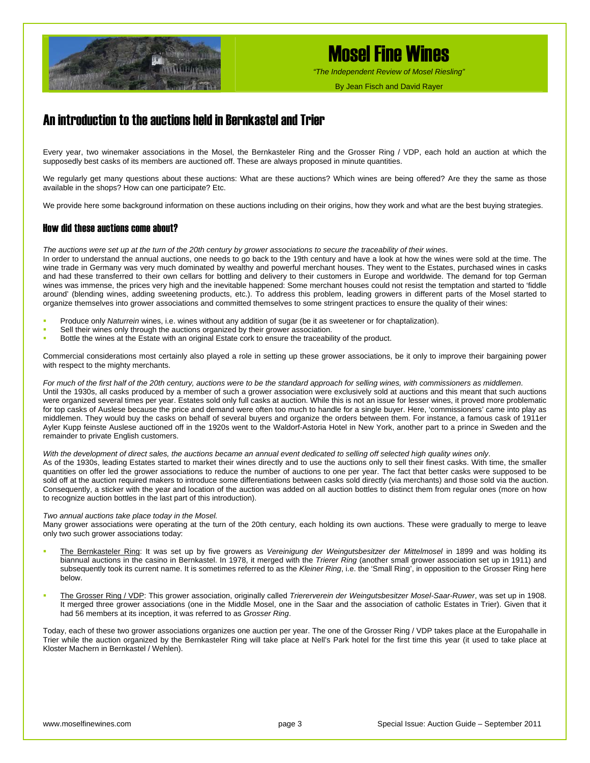## An introduction to the auctions held in Bernkastel and Trier

Every year, two winemaker associations in the Mosel, the Bernkasteler Ring and the Grosser Ring / VDP, each hold an auction at which the supposedly best casks of its members are auctioned off. These are always proposed in minute quantities.

We regularly get many questions about these auctions: What are these auctions? Which wines are being offered? Are they the same as those available in the shops? How can one participate? Etc.

We provide here some background information on these auctions including on their origins, how they work and what are the best buying strategies.

### How did these auctions come about?

*The auctions were set up at the turn of the 20th century by grower associations to secure the traceability of their wines*.
In order to understand the annual auctions, one needs to go back to the 19th century and have a look at how the wines were sold at the time. The wine trade in Germany was very much dominated by wealthy and powerful merchant houses. They went to the Estates, purchased wines in casks and had these transferred to their own cellars for bottling and delivery to their customers in Europe and worldwide. The demand for top German wines was immense, the prices very high and the inevitable happened: Some merchant houses could not resist the temptation and started to 'fiddle around' (blending wines, adding sweetening products, etc.). To address this problem, leading growers in different parts of the Mosel started to organize themselves into grower associations and committed themselves to some stringent practices to ensure the quality of their wines:

- Produce only *Naturrein* wines, i.e. wines without any addition of sugar (be it as sweetener or for chaptalization).
- Sell their wines only through the auctions organized by their grower association.
- Bottle the wines at the Estate with an original Estate cork to ensure the traceability of the product.

Commercial considerations most certainly also played a role in setting up these grower associations, be it only to improve their bargaining power with respect to the mighty merchants.

*For much of the first half of the 20th century, auctions were to be the standard approach for selling wines, with commissioners as middlemen*.
Until the 1930s, all casks produced by a member of such a grower association were exclusively sold at auctions and this meant that such auctions were organized several times per year. Estates sold only full casks at auction. While this is not an issue for lesser wines, it proved more problematic for top casks of Auslese because the price and demand were often too much to handle for a single buyer. Here, 'commissioners' came into play as middlemen. They would buy the casks on behalf of several buyers and organize the orders between them. For instance, a famous cask of 1911er Ayler Kupp feinste Auslese auctioned off in the 1920s went to the Waldorf-Astoria Hotel in New York, another part to a prince in Sweden and the remainder to private English customers.

*With the development of direct sales, the auctions became an annual event dedicated to selling off selected high quality wines only*.
As of the 1930s, leading Estates started to market their wines directly and to use the auctions only to sell their finest casks. With time, the smaller quantities on offer led the grower associations to reduce the number of auctions to one per year. The fact that better casks were supposed to be sold off at the auction required makers to introduce some differentiations between casks sold directly (via merchants) and those sold via the auction. Consequently, a sticker with the year and location of the auction was added on all auction bottles to distinct them from regular ones (more on how to recognize auction bottles in the last part of this introduction).

*Two annual auctions take place today in the Mosel.*
Many grower associations were operating at the turn of the 20th century, each holding its own auctions. These were gradually to merge to leave only two such grower associations today:

- The Bernkasteler Ring: It was set up by five growers as *Vereinigung der Weingutsbesitzer der Mittelmosel* in 1899 and was holding its biannual auctions in the casino in Bernkastel. In 1978, it merged with the *Trierer Ring* (another small grower association set up in 1911) and subsequently took its current name. It is sometimes referred to as the *Kleiner Ring*, i.e. the 'Small Ring', in opposition to the Grosser Ring here below.

- The Grosser Ring / VDP: This grower association, originally called *Triererverein der Weingutsbesitzer Mosel-Saar-Ruwer*, was set up in 1908. It merged three grower associations (one in the Middle Mosel, one in the Saar and the association of catholic Estates in Trier). Given that it had 56 members at its inception, it was referred to as *Grosser Ring*.

Today, each of these two grower associations organizes one auction per year. The one of the Grosser Ring / VDP takes place at the Europahalle in Trier while the auction organized by the Bernkasteler Ring will take place at Nell's Park hotel for the first time this year (it used to take place at Kloster Machern in Bernkastel / Wehlen).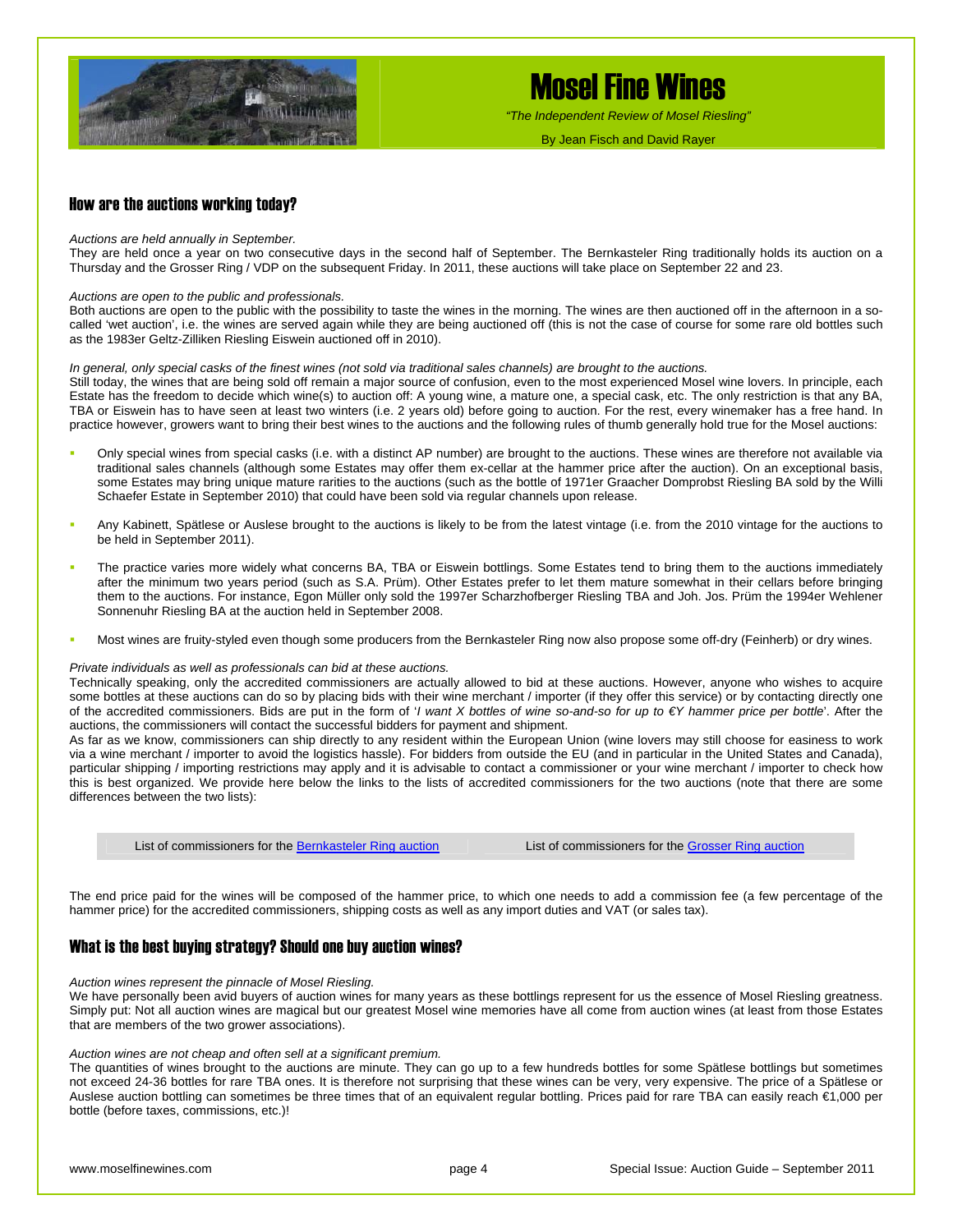## How are the auctions working today?

*Auctions are held annually in September.*
They are held once a year on two consecutive days in the second half of September. The Bernkasteler Ring traditionally holds its auction on a Thursday and the Grosser Ring / VDP on the subsequent Friday. In 2011, these auctions will take place on September 22 and 23.

*Auctions are open to the public and professionals.*
Both auctions are open to the public with the possibility to taste the wines in the morning. The wines are then auctioned off in the afternoon in a so-called 'wet auction', i.e. the wines are served again while they are being auctioned off (this is not the case of course for some rare old bottles such as the 1983er Geltz-Zilliken Riesling Eiswein auctioned off in 2010).

*In general, only special casks of the finest wines (not sold via traditional sales channels) are brought to the auctions.*
Still today, the wines that are being sold off remain a major source of confusion, even to the most experienced Mosel wine lovers. In principle, each Estate has the freedom to decide which wine(s) to auction off: A young wine, a mature one, a special cask, etc. The only restriction is that any BA, TBA or Eiswein has to have seen at least two winters (i.e. 2 years old) before going to auction. For the rest, every winemaker has a free hand. In practice however, growers want to bring their best wines to the auctions and the following rules of thumb generally hold true for the Mosel auctions:

- Only special wines from special casks (i.e. with a distinct AP number) are brought to the auctions. These wines are therefore not available via traditional sales channels (although some Estates may offer them ex-cellar at the hammer price after the auction). On an exceptional basis, some Estates may bring unique mature rarities to the auctions (such as the bottle of 1971er Graacher Domprobst Riesling BA sold by the Willi Schaefer Estate in September 2010) that could have been sold via regular channels upon release.

- Any Kabinett, Spätlese or Auslese brought to the auctions is likely to be from the latest vintage (i.e. from the 2010 vintage for the auctions to be held in September 2011).

- The practice varies more widely what concerns BA, TBA or Eiswein bottlings. Some Estates tend to bring them to the auctions immediately after the minimum two years period (such as S.A. Prüm). Other Estates prefer to let them mature somewhat in their cellars before bringing them to the auctions. For instance, Egon Müller only sold the 1997er Scharzhofberger Riesling TBA and Joh. Jos. Prüm the 1994er Wehlener Sonnenuhr Riesling BA at the auction held in September 2008.

- Most wines are fruity-styled even though some producers from the Bernkasteler Ring now also propose some off-dry (Feinherb) or dry wines.

*Private individuals as well as professionals can bid at these auctions.*
Technically speaking, only the accredited commissioners are actually allowed to bid at these auctions. However, anyone who wishes to acquire some bottles at these auctions can do so by placing bids with their wine merchant / importer (if they offer this service) or by contacting directly one of the accredited commissioners. Bids are put in the form of '*I want X bottles of wine so-and-so for up to €Y hammer price per bottle*'. After the auctions, the commissioners will contact the successful bidders for payment and shipment.
As far as we know, commissioners can ship directly to any resident within the European Union (wine lovers may still choose for easiness to work via a wine merchant / importer to avoid the logistics hassle). For bidders from outside the EU (and in particular in the United States and Canada), particular shipping / importing restrictions may apply and it is advisable to contact a commissioner or your wine merchant / importer to check how this is best organized. We provide here below the links to the lists of accredited commissioners for the two auctions (note that there are some differences between the two lists):

| List of commissioners for the Bernkasteler Ring auction | List of commissioners for the Grosser Ring auction |
|---|---|

The end price paid for the wines will be composed of the hammer price, to which one needs to add a commission fee (a few percentage of the hammer price) for the accredited commissioners, shipping costs as well as any import duties and VAT (or sales tax).

## What is the best buying strategy? Should one buy auction wines?

*Auction wines represent the pinnacle of Mosel Riesling.*
We have personally been avid buyers of auction wines for many years as these bottlings represent for us the essence of Mosel Riesling greatness. Simply put: Not all auction wines are magical but our greatest Mosel wine memories have all come from auction wines (at least from those Estates that are members of the two grower associations).

*Auction wines are not cheap and often sell at a significant premium.*
The quantities of wines brought to the auctions are minute. They can go up to a few hundreds bottles for some Spätlese bottlings but sometimes not exceed 24-36 bottles for rare TBA ones. It is therefore not surprising that these wines can be very, very expensive. The price of a Spätlese or Auslese auction bottling can sometimes be three times that of an equivalent regular bottling. Prices paid for rare TBA can easily reach €1,000 per bottle (before taxes, commissions, etc.)!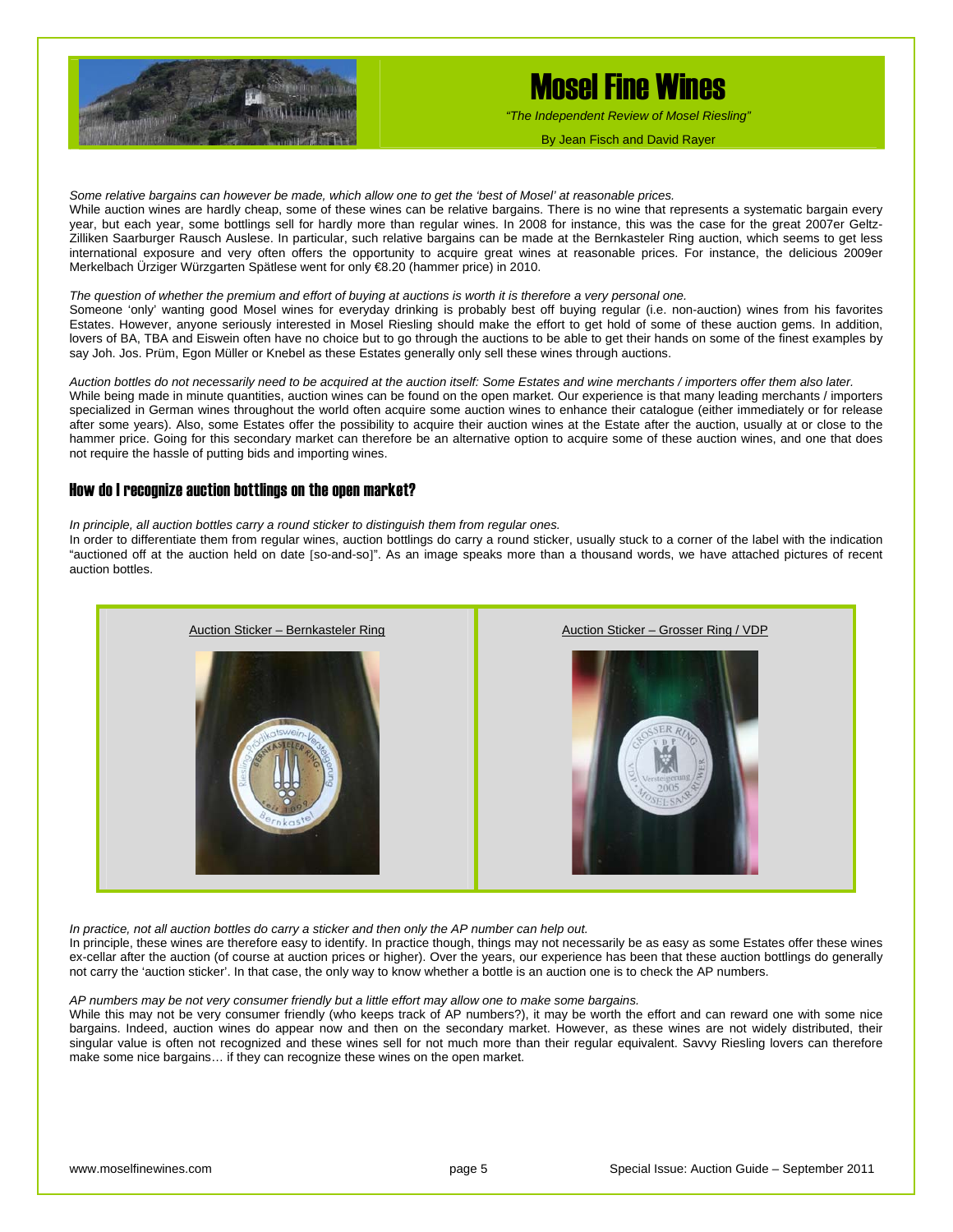*Some relative bargains can however be made, which allow one to get the 'best of Mosel' at reasonable prices.*
While auction wines are hardly cheap, some of these wines can be relative bargains. There is no wine that represents a systematic bargain every year, but each year, some bottlings sell for hardly more than regular wines. In 2008 for instance, this was the case for the great 2007er Geltz-Zilliken Saarburger Rausch Auslese. In particular, such relative bargains can be made at the Bernkasteler Ring auction, which seems to get less international exposure and very often offers the opportunity to acquire great wines at reasonable prices. For instance, the delicious 2009er Merkelbach Ürziger Würzgarten Spätlese went for only €8.20 (hammer price) in 2010.

*The question of whether the premium and effort of buying at auctions is worth it is therefore a very personal one.*
Someone 'only' wanting good Mosel wines for everyday drinking is probably best off buying regular (i.e. non-auction) wines from his favorites Estates. However, anyone seriously interested in Mosel Riesling should make the effort to get hold of some of these auction gems. In addition, lovers of BA, TBA and Eiswein often have no choice but to go through the auctions to be able to get their hands on some of the finest examples by say Joh. Jos. Prüm, Egon Müller or Knebel as these Estates generally only sell these wines through auctions.

*Auction bottles do not necessarily need to be acquired at the auction itself: Some Estates and wine merchants / importers offer them also later.*
While being made in minute quantities, auction wines can be found on the open market. Our experience is that many leading merchants / importers specialized in German wines throughout the world often acquire some auction wines to enhance their catalogue (either immediately or for release after some years). Also, some Estates offer the possibility to acquire their auction wines at the Estate after the auction, usually at or close to the hammer price. Going for this secondary market can therefore be an alternative option to acquire some of these auction wines, and one that does not require the hassle of putting bids and importing wines.

## How do I recognize auction bottlings on the open market?

*In principle, all auction bottles carry a round sticker to distinguish them from regular ones.*
In order to differentiate them from regular wines, auction bottlings do carry a round sticker, usually stuck to a corner of the label with the indication "auctioned off at the auction held on date [so-and-so]". As an image speaks more than a thousand words, we have attached pictures of recent auction bottles.

| Auction Sticker – Bernkasteler Ring | Auction Sticker – Grosser Ring / VDP |
| --- | --- |

*In practice, not all auction bottles do carry a sticker and then only the AP number can help out.*
In principle, these wines are therefore easy to identify. In practice though, things may not necessarily be as easy as some Estates offer these wines ex-cellar after the auction (of course at auction prices or higher). Over the years, our experience has been that these auction bottlings do generally not carry the 'auction sticker'. In that case, the only way to know whether a bottle is an auction one is to check the AP numbers.

*AP numbers may be not very consumer friendly but a little effort may allow one to make some bargains.*
While this may not be very consumer friendly (who keeps track of AP numbers?), it may be worth the effort and can reward one with some nice bargains. Indeed, auction wines do appear now and then on the secondary market. However, as these wines are not widely distributed, their singular value is often not recognized and these wines sell for not much more than their regular equivalent. Savvy Riesling lovers can therefore make some nice bargains… if they can recognize these wines on the open market.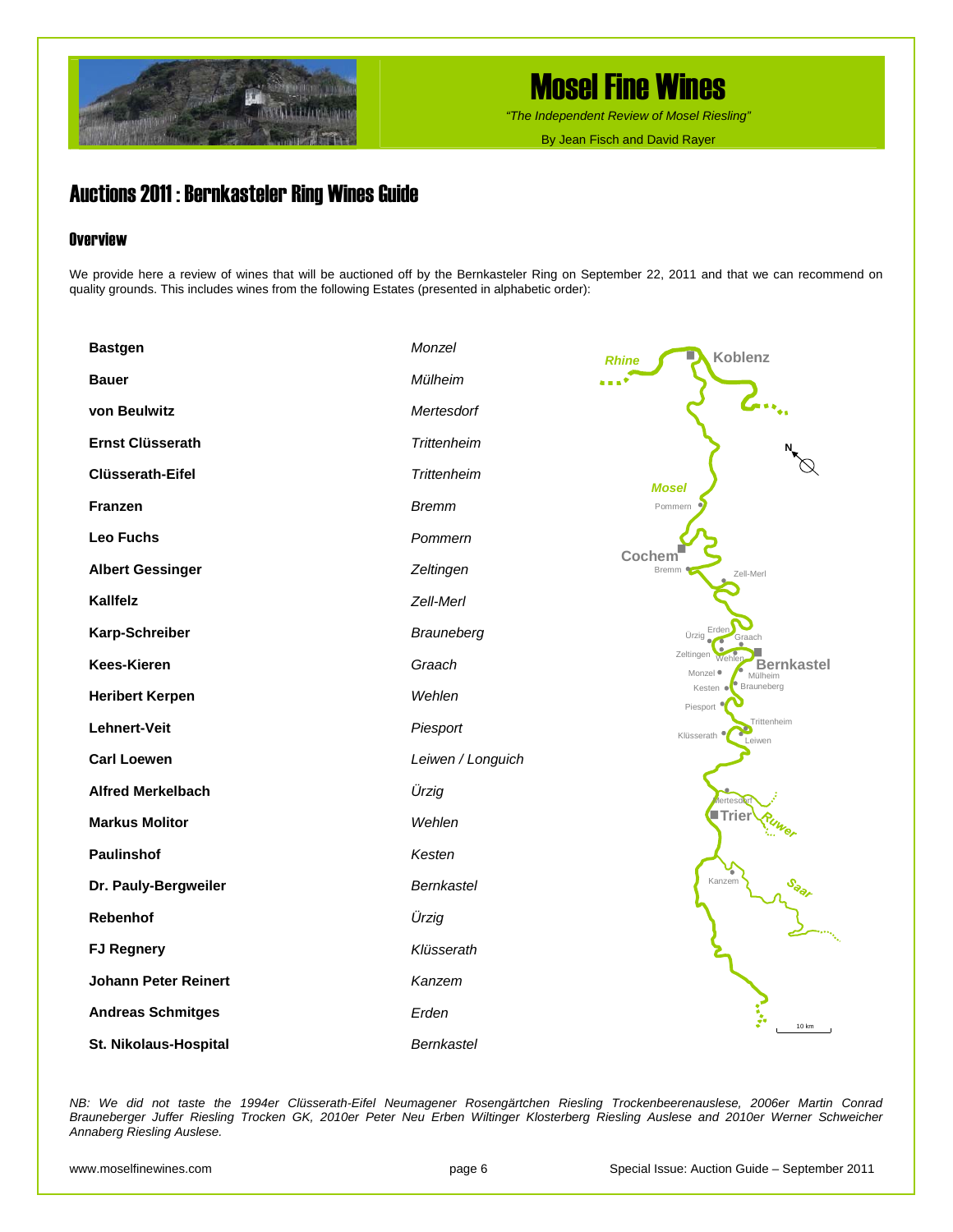## Auctions 2011 : Bernkasteler Ring Wines Guide

### Overview

We provide here a review of wines that will be auctioned off by the Bernkasteler Ring on September 22, 2011 and that we can recommend on quality grounds. This includes wines from the following Estates (presented in alphabetic order):

| Estate | Village |
|---|---|
| **Bastgen** | *Monzel* |
| **Bauer** | *Mülheim* |
| **von Beulwitz** | *Mertesdorf* |
| **Ernst Clüsserath** | *Trittenheim* |
| **Clüsserath-Eifel** | *Trittenheim* |
| **Franzen** | *Bremm* |
| **Leo Fuchs** | *Pommern* |
| **Albert Gessinger** | *Zeltingen* |
| **Kallfelz** | *Zell-Merl* |
| **Karp-Schreiber** | *Brauneberg* |
| **Kees-Kieren** | *Graach* |
| **Heribert Kerpen** | *Wehlen* |
| **Lehnert-Veit** | *Piesport* |
| **Carl Loewen** | *Leiwen / Longuich* |
| **Alfred Merkelbach** | *Ürzig* |
| **Markus Molitor** | *Wehlen* |
| **Paulinshof** | *Kesten* |
| **Dr. Pauly-Bergweiler** | *Bernkastel* |
| **Rebenhof** | *Ürzig* |
| **FJ Regnery** | *Klüsserath* |
| **Johann Peter Reinert** | *Kanzem* |
| **Andreas Schmitges** | *Erden* |
| **St. Nikolaus-Hospital** | *Bernkastel* |

*NB: We did not taste the 1994er Clüsserath-Eifel Neumagener Rosengärtchen Riesling Trockenbeerenauslese, 2006er Martin Conrad Brauneberger Juffer Riesling Trocken GK, 2010er Peter Neu Erben Wiltinger Klosterberg Riesling Auslese and 2010er Werner Schweicher Annaberg Riesling Auslese.*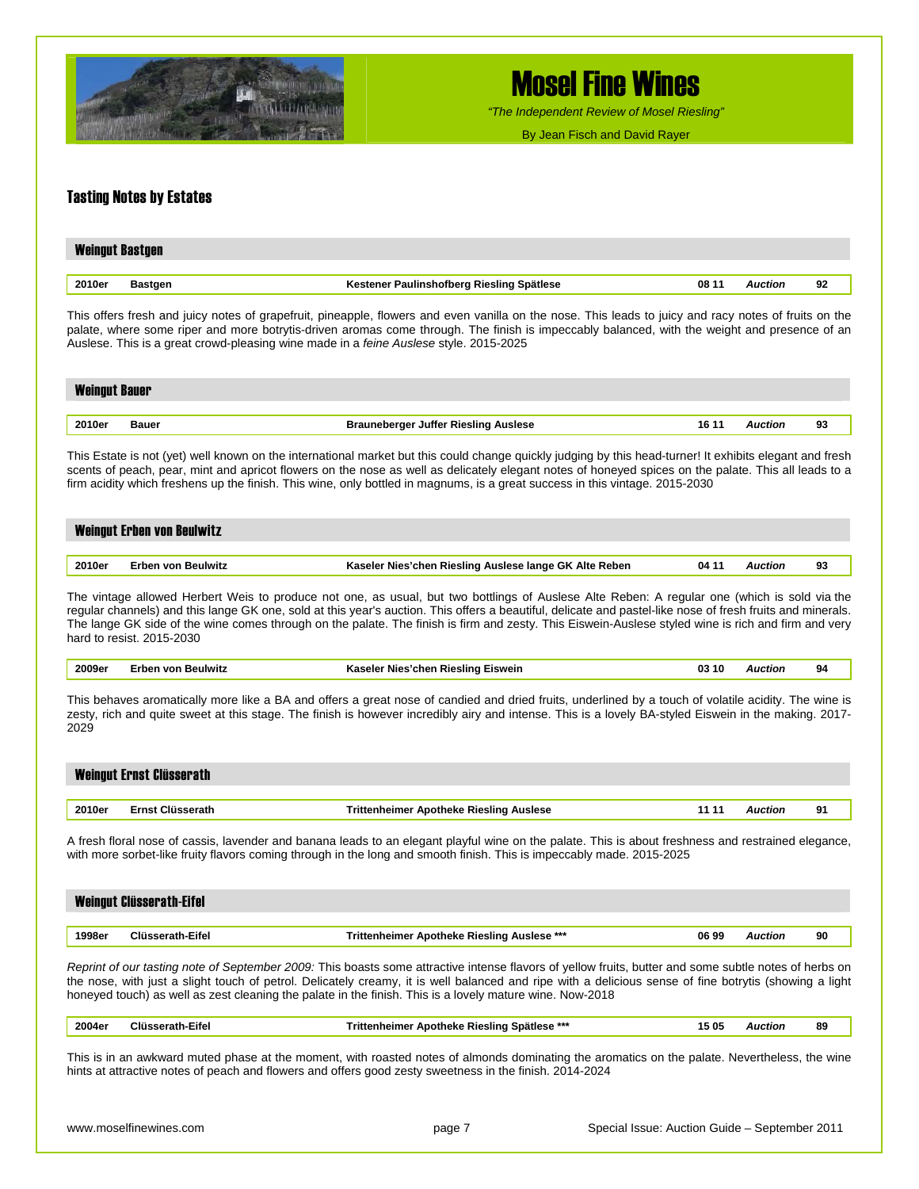## Tasting Notes by Estates

### Weingut Bastgen

| 2010er | Bastgen | Kestener Paulinshofberg Riesling Spätlese | 08 11 | *Auction* | 92 |
|---|---|---|---|---|---|

This offers fresh and juicy notes of grapefruit, pineapple, flowers and even vanilla on the nose. This leads to juicy and racy notes of fruits on the palate, where some riper and more botrytis-driven aromas come through. The finish is impeccably balanced, with the weight and presence of an Auslese. This is a great crowd-pleasing wine made in a *feine Auslese* style. 2015-2025

### Weingut Bauer

| 2010er | Bauer | Brauneberger Juffer Riesling Auslese | 16 11 | *Auction* | 93 |
|---|---|---|---|---|---|

This Estate is not (yet) well known on the international market but this could change quickly judging by this head-turner! It exhibits elegant and fresh scents of peach, pear, mint and apricot flowers on the nose as well as delicately elegant notes of honeyed spices on the palate. This all leads to a firm acidity which freshens up the finish. This wine, only bottled in magnums, is a great success in this vintage. 2015-2030

### Weingut Erben von Beulwitz

| 2010er | Erben von Beulwitz | Kaseler Nies'chen Riesling Auslese lange GK Alte Reben | 04 11 | *Auction* | 93 |
|---|---|---|---|---|---|

The vintage allowed Herbert Weis to produce not one, as usual, but two bottlings of Auslese Alte Reben: A regular one (which is sold via the regular channels) and this lange GK one, sold at this year's auction. This offers a beautiful, delicate and pastel-like nose of fresh fruits and minerals. The lange GK side of the wine comes through on the palate. The finish is firm and zesty. This Eiswein-Auslese styled wine is rich and firm and very hard to resist. 2015-2030

| 2009er | Erben von Beulwitz | Kaseler Nies'chen Riesling Eiswein | 03 10 | *Auction* | 94 |
|---|---|---|---|---|---|

This behaves aromatically more like a BA and offers a great nose of candied and dried fruits, underlined by a touch of volatile acidity. The wine is zesty, rich and quite sweet at this stage. The finish is however incredibly airy and intense. This is a lovely BA-styled Eiswein in the making. 2017-2029

### Weingut Ernst Clüsserath

| 2010er | Ernst Clüsserath | Trittenheimer Apotheke Riesling Auslese | 11 11 | *Auction* | 91 |
|---|---|---|---|---|---|

A fresh floral nose of cassis, lavender and banana leads to an elegant playful wine on the palate. This is about freshness and restrained elegance, with more sorbet-like fruity flavors coming through in the long and smooth finish. This is impeccably made. 2015-2025

### Weingut Clüsserath-Eifel

| 1998er | Clüsserath-Eifel | Trittenheimer Apotheke Riesling Auslese *** | 06 99 | *Auction* | 90 |
|---|---|---|---|---|---|

*Reprint of our tasting note of September 2009:* This boasts some attractive intense flavors of yellow fruits, butter and some subtle notes of herbs on the nose, with just a slight touch of petrol. Delicately creamy, it is well balanced and ripe with a delicious sense of fine botrytis (showing a light honeyed touch) as well as zest cleaning the palate in the finish. This is a lovely mature wine. Now-2018

| 2004er | Clüsserath-Eifel | Trittenheimer Apotheke Riesling Spätlese *** | 15 05 | *Auction* | 89 |
|---|---|---|---|---|---|

This is in an awkward muted phase at the moment, with roasted notes of almonds dominating the aromatics on the palate. Nevertheless, the wine hints at attractive notes of peach and flowers and offers good zesty sweetness in the finish. 2014-2024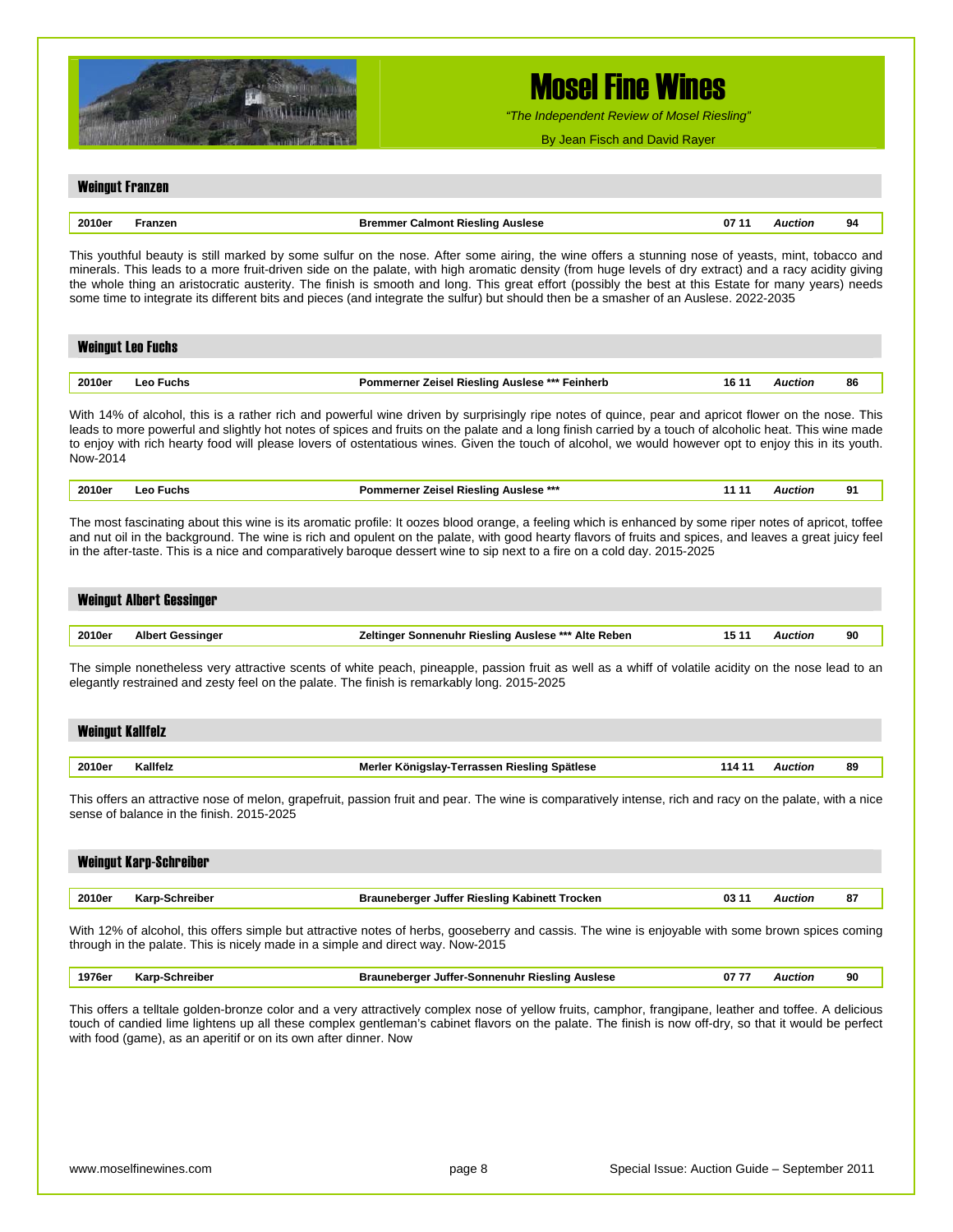## Weingut Franzen

| 2010er | Franzen | Bremmer Calmont Riesling Auslese | 07 11 | *Auction* | 94 |
|---|---|---|---|---|---|

This youthful beauty is still marked by some sulfur on the nose. After some airing, the wine offers a stunning nose of yeasts, mint, tobacco and minerals. This leads to a more fruit-driven side on the palate, with high aromatic density (from huge levels of dry extract) and a racy acidity giving the whole thing an aristocratic austerity. The finish is smooth and long. This great effort (possibly the best at this Estate for many years) needs some time to integrate its different bits and pieces (and integrate the sulfur) but should then be a smasher of an Auslese. 2022-2035

## Weingut Leo Fuchs

| 2010er | Leo Fuchs | Pommerner Zeisel Riesling Auslese *** Feinherb | 16 11 | *Auction* | 86 |
|---|---|---|---|---|---|

With 14% of alcohol, this is a rather rich and powerful wine driven by surprisingly ripe notes of quince, pear and apricot flower on the nose. This leads to more powerful and slightly hot notes of spices and fruits on the palate and a long finish carried by a touch of alcoholic heat. This wine made to enjoy with rich hearty food will please lovers of ostentatious wines. Given the touch of alcohol, we would however opt to enjoy this in its youth. Now-2014

| 2010er | Leo Fuchs | Pommerner Zeisel Riesling Auslese *** | 11 11 | *Auction* | 91 |
|---|---|---|---|---|---|

The most fascinating about this wine is its aromatic profile: It oozes blood orange, a feeling which is enhanced by some riper notes of apricot, toffee and nut oil in the background. The wine is rich and opulent on the palate, with good hearty flavors of fruits and spices, and leaves a great juicy feel in the after-taste. This is a nice and comparatively baroque dessert wine to sip next to a fire on a cold day. 2015-2025

## Weingut Albert Gessinger

| 2010er | Albert Gessinger | Zeltinger Sonnenuhr Riesling Auslese *** Alte Reben | 15 11 | *Auction* | 90 |
|---|---|---|---|---|---|

The simple nonetheless very attractive scents of white peach, pineapple, passion fruit as well as a whiff of volatile acidity on the nose lead to an elegantly restrained and zesty feel on the palate. The finish is remarkably long. 2015-2025

## Weingut Kallfelz

| 2010er | Kallfelz | Merler Königslay-Terrassen Riesling Spätlese | 114 11 | *Auction* | 89 |
|---|---|---|---|---|---|

This offers an attractive nose of melon, grapefruit, passion fruit and pear. The wine is comparatively intense, rich and racy on the palate, with a nice sense of balance in the finish. 2015-2025

## Weingut Karp-Schreiber

| 2010er | Karp-Schreiber | Brauneberger Juffer Riesling Kabinett Trocken | 03 11 | *Auction* | 87 |
|---|---|---|---|---|---|

With 12% of alcohol, this offers simple but attractive notes of herbs, gooseberry and cassis. The wine is enjoyable with some brown spices coming through in the palate. This is nicely made in a simple and direct way. Now-2015

| 1976er | Karp-Schreiber | Brauneberger Juffer-Sonnenuhr Riesling Auslese | 07 77 | *Auction* | 90 |
|---|---|---|---|---|---|

This offers a telltale golden-bronze color and a very attractively complex nose of yellow fruits, camphor, frangipane, leather and toffee. A delicious touch of candied lime lightens up all these complex gentleman's cabinet flavors on the palate. The finish is now off-dry, so that it would be perfect with food (game), as an aperitif or on its own after dinner. Now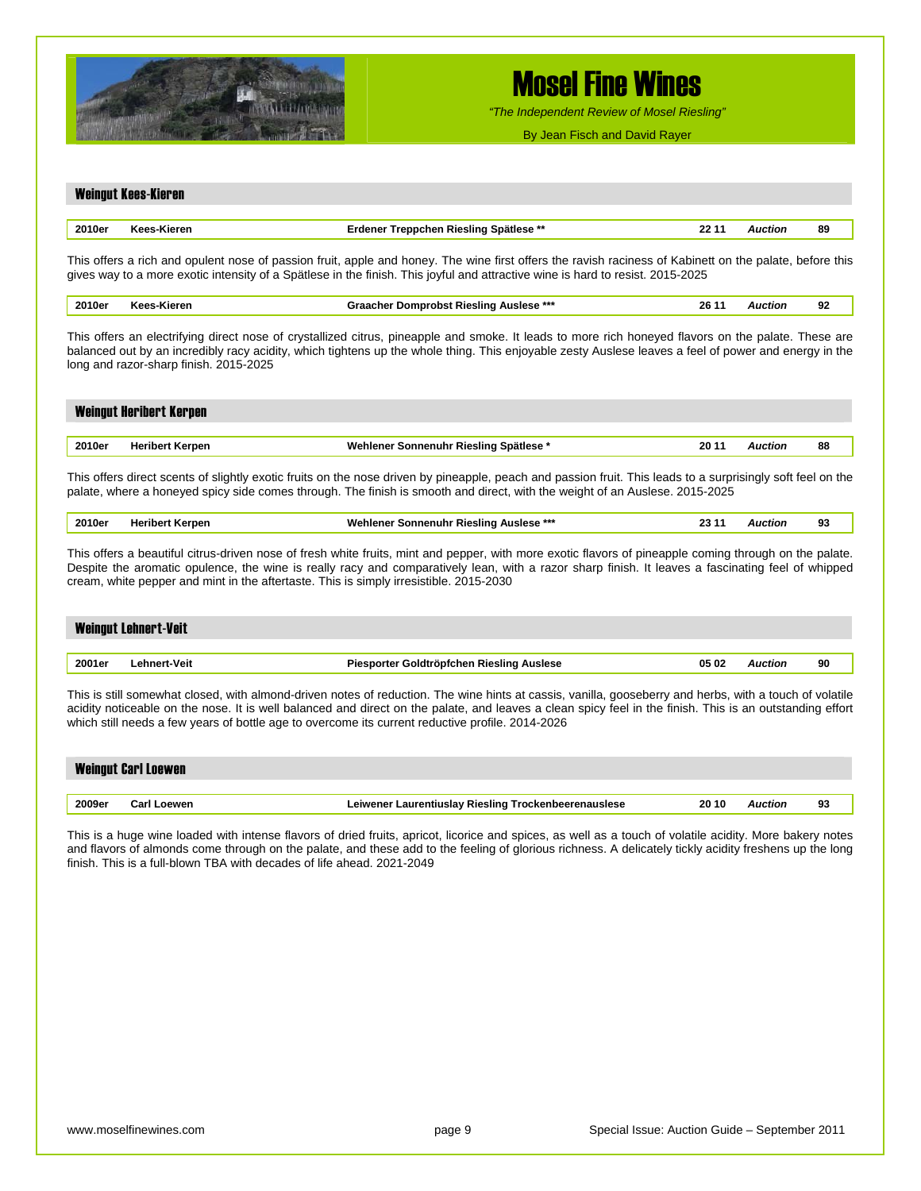## Weingut Kees-Kieren

| 2010er | Kees-Kieren | Erdener Treppchen Riesling Spätlese ** | 22 11 | *Auction* | 89 |
|---|---|---|---|---|---|

This offers a rich and opulent nose of passion fruit, apple and honey. The wine first offers the ravish raciness of Kabinett on the palate, before this gives way to a more exotic intensity of a Spätlese in the finish. This joyful and attractive wine is hard to resist. 2015-2025

| 2010er | Kees-Kieren | Graacher Domprobst Riesling Auslese *** | 26 11 | *Auction* | 92 |
|---|---|---|---|---|---|

This offers an electrifying direct nose of crystallized citrus, pineapple and smoke. It leads to more rich honeyed flavors on the palate. These are balanced out by an incredibly racy acidity, which tightens up the whole thing. This enjoyable zesty Auslese leaves a feel of power and energy in the long and razor-sharp finish. 2015-2025

## Weingut Heribert Kerpen

| 2010er | Heribert Kerpen | Wehlener Sonnenuhr Riesling Spätlese * | 20 11 | *Auction* | 88 |
|---|---|---|---|---|---|

This offers direct scents of slightly exotic fruits on the nose driven by pineapple, peach and passion fruit. This leads to a surprisingly soft feel on the palate, where a honeyed spicy side comes through. The finish is smooth and direct, with the weight of an Auslese. 2015-2025

| 2010er | Heribert Kerpen | Wehlener Sonnenuhr Riesling Auslese *** | 23 11 | *Auction* | 93 |
|---|---|---|---|---|---|

This offers a beautiful citrus-driven nose of fresh white fruits, mint and pepper, with more exotic flavors of pineapple coming through on the palate. Despite the aromatic opulence, the wine is really racy and comparatively lean, with a razor sharp finish. It leaves a fascinating feel of whipped cream, white pepper and mint in the aftertaste. This is simply irresistible. 2015-2030

## Weingut Lehnert-Veit

| 2001er | Lehnert-Veit | Piesporter Goldtröpfchen Riesling Auslese | 05 02 | *Auction* | 90 |
|---|---|---|---|---|---|

This is still somewhat closed, with almond-driven notes of reduction. The wine hints at cassis, vanilla, gooseberry and herbs, with a touch of volatile acidity noticeable on the nose. It is well balanced and direct on the palate, and leaves a clean spicy feel in the finish. This is an outstanding effort which still needs a few years of bottle age to overcome its current reductive profile. 2014-2026

## Weingut Carl Loewen

| 2009er | Carl Loewen | Leiwener Laurentiuslay Riesling Trockenbeerenauslese | 20 10 | *Auction* | 93 |
|---|---|---|---|---|---|

This is a huge wine loaded with intense flavors of dried fruits, apricot, licorice and spices, as well as a touch of volatile acidity. More bakery notes and flavors of almonds come through on the palate, and these add to the feeling of glorious richness. A delicately tickly acidity freshens up the long finish. This is a full-blown TBA with decades of life ahead. 2021-2049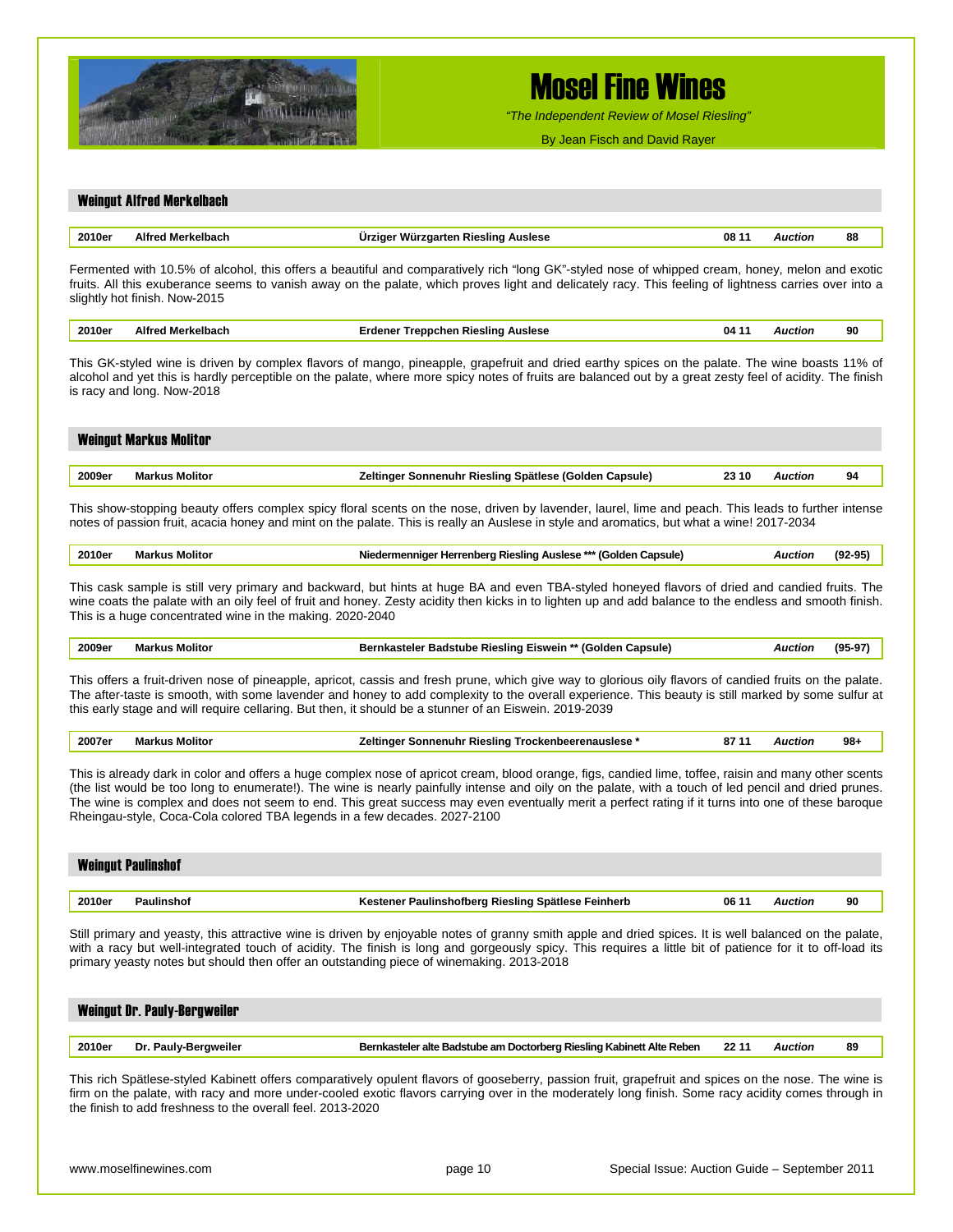# Mosel Fine Wines

*"The Independent Review of Mosel Riesling"*

By Jean Fisch and David Rayer

## Weingut Alfred Merkelbach

| 2010er | Alfred Merkelbach | Ürziger Würzgarten Riesling Auslese | 08 11 | *Auction* | 88 |
|---|---|---|---|---|---|

Fermented with 10.5% of alcohol, this offers a beautiful and comparatively rich "long GK"-styled nose of whipped cream, honey, melon and exotic fruits. All this exuberance seems to vanish away on the palate, which proves light and delicately racy. This feeling of lightness carries over into a slightly hot finish. Now-2015

| 2010er | Alfred Merkelbach | Erdener Treppchen Riesling Auslese | 04 11 | *Auction* | 90 |
|---|---|---|---|---|---|

This GK-styled wine is driven by complex flavors of mango, pineapple, grapefruit and dried earthy spices on the palate. The wine boasts 11% of alcohol and yet this is hardly perceptible on the palate, where more spicy notes of fruits are balanced out by a great zesty feel of acidity. The finish is racy and long. Now-2018

## Weingut Markus Molitor

| 2009er | Markus Molitor | Zeltinger Sonnenuhr Riesling Spätlese (Golden Capsule) | 23 10 | *Auction* | 94 |
|---|---|---|---|---|---|

This show-stopping beauty offers complex spicy floral scents on the nose, driven by lavender, laurel, lime and peach. This leads to further intense notes of passion fruit, acacia honey and mint on the palate. This is really an Auslese in style and aromatics, but what a wine! 2017-2034

| 2010er | Markus Molitor | Niedermenniger Herrenberg Riesling Auslese *** (Golden Capsule) | | *Auction* | (92-95) |
|---|---|---|---|---|---|

This cask sample is still very primary and backward, but hints at huge BA and even TBA-styled honeyed flavors of dried and candied fruits. The wine coats the palate with an oily feel of fruit and honey. Zesty acidity then kicks in to lighten up and add balance to the endless and smooth finish. This is a huge concentrated wine in the making. 2020-2040

| 2009er | Markus Molitor | Bernkasteler Badstube Riesling Eiswein ** (Golden Capsule) | | *Auction* | (95-97) |
|---|---|---|---|---|---|

This offers a fruit-driven nose of pineapple, apricot, cassis and fresh prune, which give way to glorious oily flavors of candied fruits on the palate. The after-taste is smooth, with some lavender and honey to add complexity to the overall experience. This beauty is still marked by some sulfur at this early stage and will require cellaring. But then, it should be a stunner of an Eiswein. 2019-2039

| 2007er | Markus Molitor | Zeltinger Sonnenuhr Riesling Trockenbeerenauslese * | 87 11 | *Auction* | 98+ |
|---|---|---|---|---|---|

This is already dark in color and offers a huge complex nose of apricot cream, blood orange, figs, candied lime, toffee, raisin and many other scents (the list would be too long to enumerate!). The wine is nearly painfully intense and oily on the palate, with a touch of led pencil and dried prunes. The wine is complex and does not seem to end. This great success may even eventually merit a perfect rating if it turns into one of these baroque Rheingau-style, Coca-Cola colored TBA legends in a few decades. 2027-2100

## Weingut Paulinshof

| 2010er | Paulinshof | Kestener Paulinshofberg Riesling Spätlese Feinherb | 06 11 | *Auction* | 90 |
|---|---|---|---|---|---|

Still primary and yeasty, this attractive wine is driven by enjoyable notes of granny smith apple and dried spices. It is well balanced on the palate, with a racy but well-integrated touch of acidity. The finish is long and gorgeously spicy. This requires a little bit of patience for it to off-load its primary yeasty notes but should then offer an outstanding piece of winemaking. 2013-2018

## Weingut Dr. Pauly-Bergweiler

| 2010er | Dr. Pauly-Bergweiler | Bernkasteler alte Badstube am Doctorberg Riesling Kabinett Alte Reben | 22 11 | *Auction* | 89 |
|---|---|---|---|---|---|

This rich Spätlese-styled Kabinett offers comparatively opulent flavors of gooseberry, passion fruit, grapefruit and spices on the nose. The wine is firm on the palate, with racy and more under-cooled exotic flavors carrying over in the moderately long finish. Some racy acidity comes through in the finish to add freshness to the overall feel. 2013-2020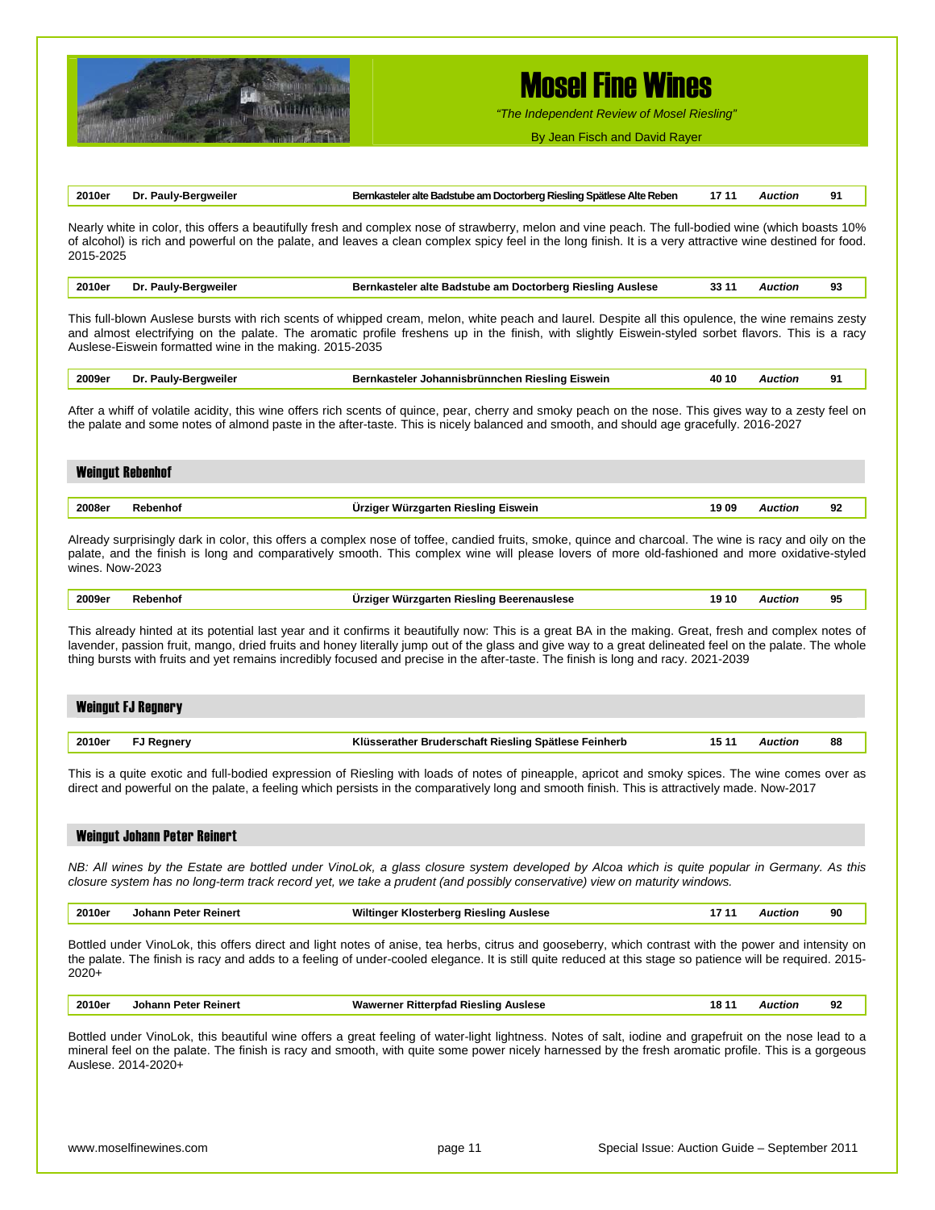| 2010er | Dr. Pauly-Bergweiler | Bernkasteler alte Badstube am Doctorberg Riesling Spätlese Alte Reben | 17 11 | *Auction* | 91 |
|---|---|---|---|---|---|

Nearly white in color, this offers a beautifully fresh and complex nose of strawberry, melon and vine peach. The full-bodied wine (which boasts 10% of alcohol) is rich and powerful on the palate, and leaves a clean complex spicy feel in the long finish. It is a very attractive wine destined for food. 2015-2025

| 2010er | Dr. Pauly-Bergweiler | Bernkasteler alte Badstube am Doctorberg Riesling Auslese | 33 11 | *Auction* | 93 |
|---|---|---|---|---|---|

This full-blown Auslese bursts with rich scents of whipped cream, melon, white peach and laurel. Despite all this opulence, the wine remains zesty and almost electrifying on the palate. The aromatic profile freshens up in the finish, with slightly Eiswein-styled sorbet flavors. This is a racy Auslese-Eiswein formatted wine in the making. 2015-2035

| 2009er | Dr. Pauly-Bergweiler | Bernkasteler Johannisbrünnchen Riesling Eiswein | 40 10 | *Auction* | 91 |
|---|---|---|---|---|---|

After a whiff of volatile acidity, this wine offers rich scents of quince, pear, cherry and smoky peach on the nose. This gives way to a zesty feel on the palate and some notes of almond paste in the after-taste. This is nicely balanced and smooth, and should age gracefully. 2016-2027

## Weingut Rebenhof

| 2008er | Rebenhof | Ürziger Würzgarten Riesling Eiswein | 19 09 | *Auction* | 92 |
|---|---|---|---|---|---|

Already surprisingly dark in color, this offers a complex nose of toffee, candied fruits, smoke, quince and charcoal. The wine is racy and oily on the palate, and the finish is long and comparatively smooth. This complex wine will please lovers of more old-fashioned and more oxidative-styled wines. Now-2023

| 2009er | Rebenhof | Ürziger Würzgarten Riesling Beerenauslese | 19 10 | *Auction* | 95 |
|---|---|---|---|---|---|

This already hinted at its potential last year and it confirms it beautifully now: This is a great BA in the making. Great, fresh and complex notes of lavender, passion fruit, mango, dried fruits and honey literally jump out of the glass and give way to a great delineated feel on the palate. The whole thing bursts with fruits and yet remains incredibly focused and precise in the after-taste. The finish is long and racy. 2021-2039

## Weingut FJ Regnery

| 2010er | FJ Regnery | Klüsserather Bruderschaft Riesling Spätlese Feinherb | 15 11 | *Auction* | 88 |
|---|---|---|---|---|---|

This is a quite exotic and full-bodied expression of Riesling with loads of notes of pineapple, apricot and smoky spices. The wine comes over as direct and powerful on the palate, a feeling which persists in the comparatively long and smooth finish. This is attractively made. Now-2017

## Weingut Johann Peter Reinert

*NB: All wines by the Estate are bottled under VinoLok, a glass closure system developed by Alcoa which is quite popular in Germany. As this closure system has no long-term track record yet, we take a prudent (and possibly conservative) view on maturity windows.*

| 2010er | Johann Peter Reinert | Wiltinger Klosterberg Riesling Auslese | 17 11 | *Auction* | 90 |
|---|---|---|---|---|---|

Bottled under VinoLok, this offers direct and light notes of anise, tea herbs, citrus and gooseberry, which contrast with the power and intensity on the palate. The finish is racy and adds to a feeling of under-cooled elegance. It is still quite reduced at this stage so patience will be required. 2015-2020+

| 2010er | Johann Peter Reinert | Wawerner Ritterpfad Riesling Auslese | 18 11 | *Auction* | 92 |
|---|---|---|---|---|---|

Bottled under VinoLok, this beautiful wine offers a great feeling of water-light lightness. Notes of salt, iodine and grapefruit on the nose lead to a mineral feel on the palate. The finish is racy and smooth, with quite some power nicely harnessed by the fresh aromatic profile. This is a gorgeous Auslese. 2014-2020+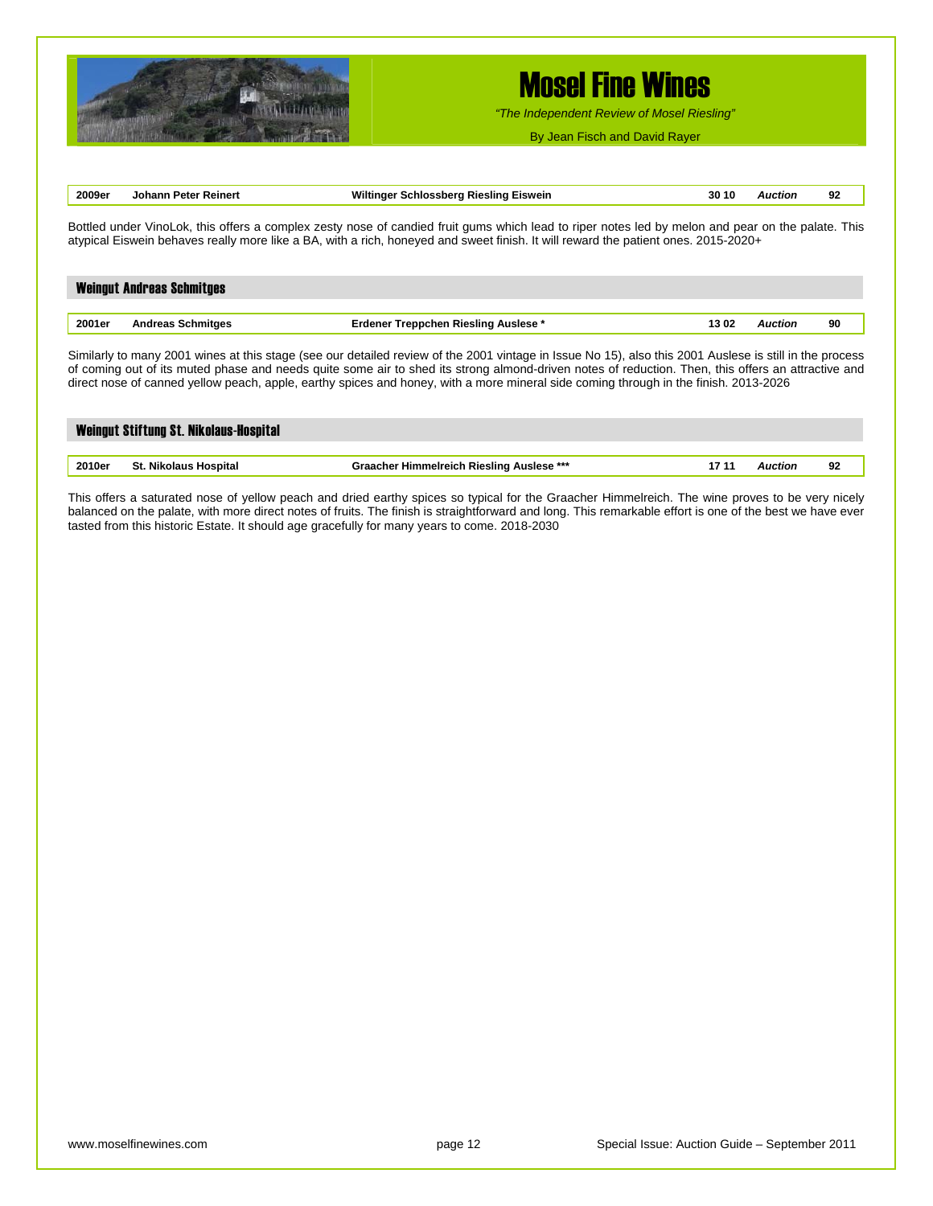| 2009er | Johann Peter Reinert | Wiltinger Schlossberg Riesling Eiswein | 30 10 | *Auction* | 92 |
|---|---|---|---|---|---|

Bottled under VinoLok, this offers a complex zesty nose of candied fruit gums which lead to riper notes led by melon and pear on the palate. This atypical Eiswein behaves really more like a BA, with a rich, honeyed and sweet finish. It will reward the patient ones. 2015-2020+

## Weingut Andreas Schmitges

| 2001er | Andreas Schmitges | Erdener Treppchen Riesling Auslese * | 13 02 | *Auction* | 90 |
|---|---|---|---|---|---|

Similarly to many 2001 wines at this stage (see our detailed review of the 2001 vintage in Issue No 15), also this 2001 Auslese is still in the process of coming out of its muted phase and needs quite some air to shed its strong almond-driven notes of reduction. Then, this offers an attractive and direct nose of canned yellow peach, apple, earthy spices and honey, with a more mineral side coming through in the finish. 2013-2026

## Weingut Stiftung St. Nikolaus-Hospital

| 2010er | St. Nikolaus Hospital | Graacher Himmelreich Riesling Auslese *** | 17 11 | *Auction* | 92 |
|---|---|---|---|---|---|

This offers a saturated nose of yellow peach and dried earthy spices so typical for the Graacher Himmelreich. The wine proves to be very nicely balanced on the palate, with more direct notes of fruits. The finish is straightforward and long. This remarkable effort is one of the best we have ever tasted from this historic Estate. It should age gracefully for many years to come. 2018-2030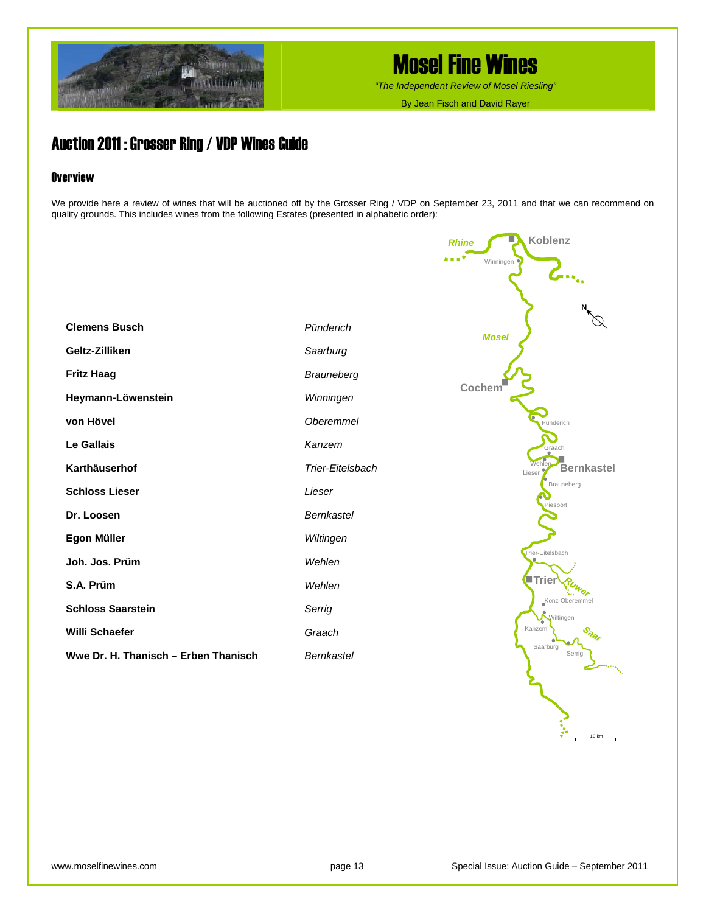## Auction 2011 : Grosser Ring / VDP Wines Guide

### Overview

We provide here a review of wines that will be auctioned off by the Grosser Ring / VDP on September 23, 2011 and that we can recommend on quality grounds. This includes wines from the following Estates (presented in alphabetic order):

| Estate | Location |
|---|---|
| **Clemens Busch** | *Pünderich* |
| **Geltz-Zilliken** | *Saarburg* |
| **Fritz Haag** | *Brauneberg* |
| **Heymann-Löwenstein** | *Winningen* |
| **von Hövel** | *Oberemmel* |
| **Le Gallais** | *Kanzem* |
| **Karthäuserhof** | *Trier-Eitelsbach* |
| **Schloss Lieser** | *Lieser* |
| **Dr. Loosen** | *Bernkastel* |
| **Egon Müller** | *Wiltingen* |
| **Joh. Jos. Prüm** | *Wehlen* |
| **S.A. Prüm** | *Wehlen* |
| **Schloss Saarstein** | *Serrig* |
| **Willi Schaefer** | *Graach* |
| **Wwe Dr. H. Thanisch – Erben Thanisch** | *Bernkastel* |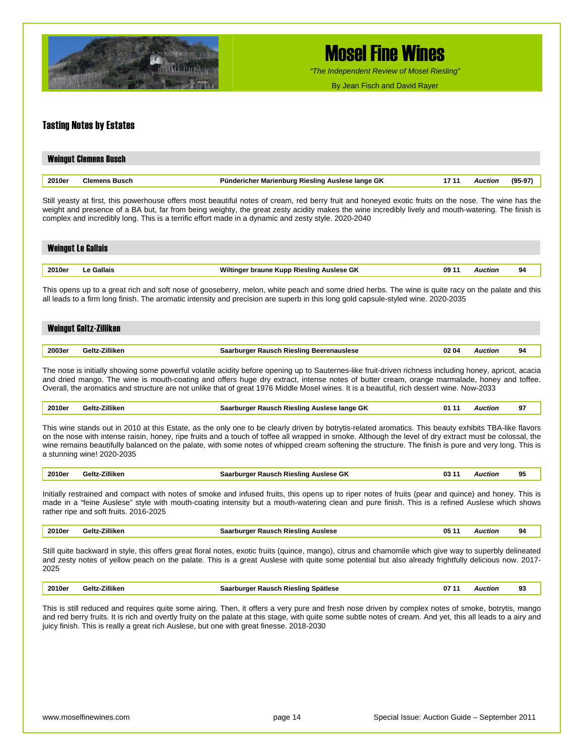# Mosel Fine Wines

*"The Independent Review of Mosel Riesling"*

By Jean Fisch and David Rayer

## Tasting Notes by Estates

### Weingut Clemens Busch

| 2010er | Clemens Busch | Pünidericher Marienburg Riesling Auslese lange GK | 17 11 | *Auction* | (95-97) |
|---|---|---|---|---|---|

Still yeasty at first, this powerhouse offers most beautiful notes of cream, red berry fruit and honeyed exotic fruits on the nose. The wine has the weight and presence of a BA but, far from being weighty, the great zesty acidity makes the wine incredibly lively and mouth-watering. The finish is complex and incredibly long. This is a terrific effort made in a dynamic and zesty style. 2020-2040

### Weingut Le Gallais

| 2010er | Le Gallais | Wiltinger braune Kupp Riesling Auslese GK | 09 11 | *Auction* | 94 |
|---|---|---|---|---|---|

This opens up to a great rich and soft nose of gooseberry, melon, white peach and some dried herbs. The wine is quite racy on the palate and this all leads to a firm long finish. The aromatic intensity and precision are superb in this long gold capsule-styled wine. 2020-2035

### Weingut Geltz-Zilliken

| 2003er | Geltz-Zilliken | Saarburger Rausch Riesling Beerenauslese | 02 04 | *Auction* | 94 |
|---|---|---|---|---|---|

The nose is initially showing some powerful volatile acidity before opening up to Sauternes-like fruit-driven richness including honey, apricot, acacia and dried mango. The wine is mouth-coating and offers huge dry extract, intense notes of butter cream, orange marmalade, honey and toffee. Overall, the aromatics and structure are not unlike that of great 1976 Middle Mosel wines. It is a beautiful, rich dessert wine. Now-2033

| 2010er | Geltz-Zilliken | Saarburger Rausch Riesling Auslese lange GK | 01 11 | *Auction* | 97 |
|---|---|---|---|---|---|

This wine stands out in 2010 at this Estate, as the only one to be clearly driven by botrytis-related aromatics. This beauty exhibits TBA-like flavors on the nose with intense raisin, honey, ripe fruits and a touch of toffee all wrapped in smoke. Although the level of dry extract must be colossal, the wine remains beautifully balanced on the palate, with some notes of whipped cream softening the structure. The finish is pure and very long. This is a stunning wine! 2020-2035

| 2010er | Geltz-Zilliken | Saarburger Rausch Riesling Auslese GK | 03 11 | *Auction* | 95 |
|---|---|---|---|---|---|

Initially restrained and compact with notes of smoke and infused fruits, this opens up to riper notes of fruits (pear and quince) and honey. This is made in a "feine Auslese" style with mouth-coating intensity but a mouth-watering clean and pure finish. This is a refined Auslese which shows rather ripe and soft fruits. 2016-2025

| 2010er | Geltz-Zilliken | Saarburger Rausch Riesling Auslese | 05 11 | *Auction* | 94 |
|---|---|---|---|---|---|

Still quite backward in style, this offers great floral notes, exotic fruits (quince, mango), citrus and chamomile which give way to superbly delineated and zesty notes of yellow peach on the palate. This is a great Auslese with quite some potential but also already frightfully delicious now. 2017-2025

| 2010er | Geltz-Zilliken | Saarburger Rausch Riesling Spätlese | 07 11 | *Auction* | 93 |
|---|---|---|---|---|---|

This is still reduced and requires quite some airing. Then, it offers a very pure and fresh nose driven by complex notes of smoke, botrytis, mango and red berry fruits. It is rich and overtly fruity on the palate at this stage, with quite some subtle notes of cream. And yet, this all leads to a airy and juicy finish. This is really a great rich Auslese, but one with great finesse. 2018-2030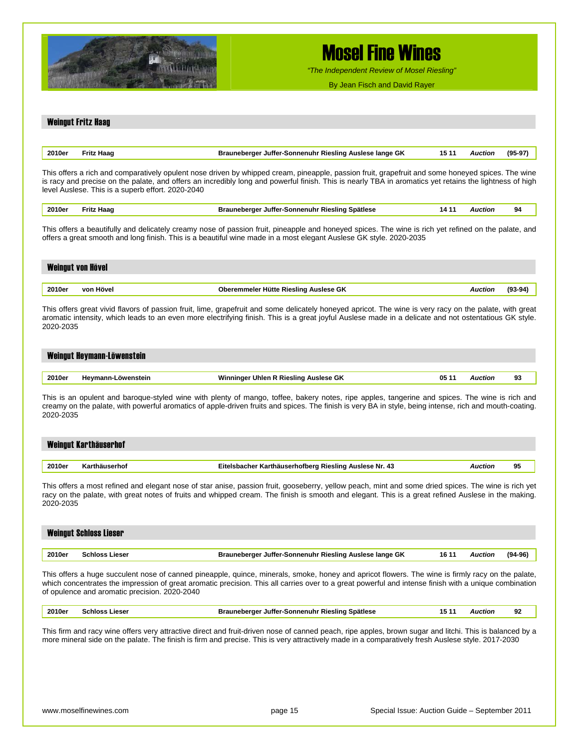## Weingut Fritz Haag

| 2010er | Fritz Haag | Brauneberger Juffer-Sonnenuhr Riesling Auslese lange GK | 15 11 | *Auction* | (95-97) |
|---|---|---|---|---|---|

This offers a rich and comparatively opulent nose driven by whipped cream, pineapple, passion fruit, grapefruit and some honeyed spices. The wine is racy and precise on the palate, and offers an incredibly long and powerful finish. This is nearly TBA in aromatics yet retains the lightness of high level Auslese. This is a superb effort. 2020-2040

| 2010er | Fritz Haag | Brauneberger Juffer-Sonnenuhr Riesling Spätlese | 14 11 | *Auction* | 94 |
|---|---|---|---|---|---|

This offers a beautifully and delicately creamy nose of passion fruit, pineapple and honeyed spices. The wine is rich yet refined on the palate, and offers a great smooth and long finish. This is a beautiful wine made in a most elegant Auslese GK style. 2020-2035

## Weingut von Hövel

| 2010er | von Hövel | Oberemmeler Hütte Riesling Auslese GK | | *Auction* | (93-94) |
|---|---|---|---|---|---|

This offers great vivid flavors of passion fruit, lime, grapefruit and some delicately honeyed apricot. The wine is very racy on the palate, with great aromatic intensity, which leads to an even more electrifying finish. This is a great joyful Auslese made in a delicate and not ostentatious GK style. 2020-2035

## Weingut Heymann-Löwenstein

| 2010er | Heymann-Löwenstein | Winninger Uhlen R Riesling Auslese GK | 05 11 | *Auction* | 93 |
|---|---|---|---|---|---|

This is an opulent and baroque-styled wine with plenty of mango, toffee, bakery notes, ripe apples, tangerine and spices. The wine is rich and creamy on the palate, with powerful aromatics of apple-driven fruits and spices. The finish is very BA in style, being intense, rich and mouth-coating. 2020-2035

## Weingut Karthäuserhof

| 2010er | Karthäuserhof | Eitelsbacher Karthäuserhofberg Riesling Auslese Nr. 43 | | *Auction* | 95 |
|---|---|---|---|---|---|

This offers a most refined and elegant nose of star anise, passion fruit, gooseberry, yellow peach, mint and some dried spices. The wine is rich yet racy on the palate, with great notes of fruits and whipped cream. The finish is smooth and elegant. This is a great refined Auslese in the making. 2020-2035

## Weingut Schloss Lieser

| 2010er | Schloss Lieser | Brauneberger Juffer-Sonnenuhr Riesling Auslese lange GK | 16 11 | *Auction* | (94-96) |
|---|---|---|---|---|---|

This offers a huge succulent nose of canned pineapple, quince, minerals, smoke, honey and apricot flowers. The wine is firmly racy on the palate, which concentrates the impression of great aromatic precision. This all carries over to a great powerful and intense finish with a unique combination of opulence and aromatic precision. 2020-2040

| 2010er | Schloss Lieser | Brauneberger Juffer-Sonnenuhr Riesling Spätlese | 15 11 | *Auction* | 92 |
|---|---|---|---|---|---|

This firm and racy wine offers very attractive direct and fruit-driven nose of canned peach, ripe apples, brown sugar and litchi. This is balanced by a more mineral side on the palate. The finish is firm and precise. This is very attractively made in a comparatively fresh Auslese style. 2017-2030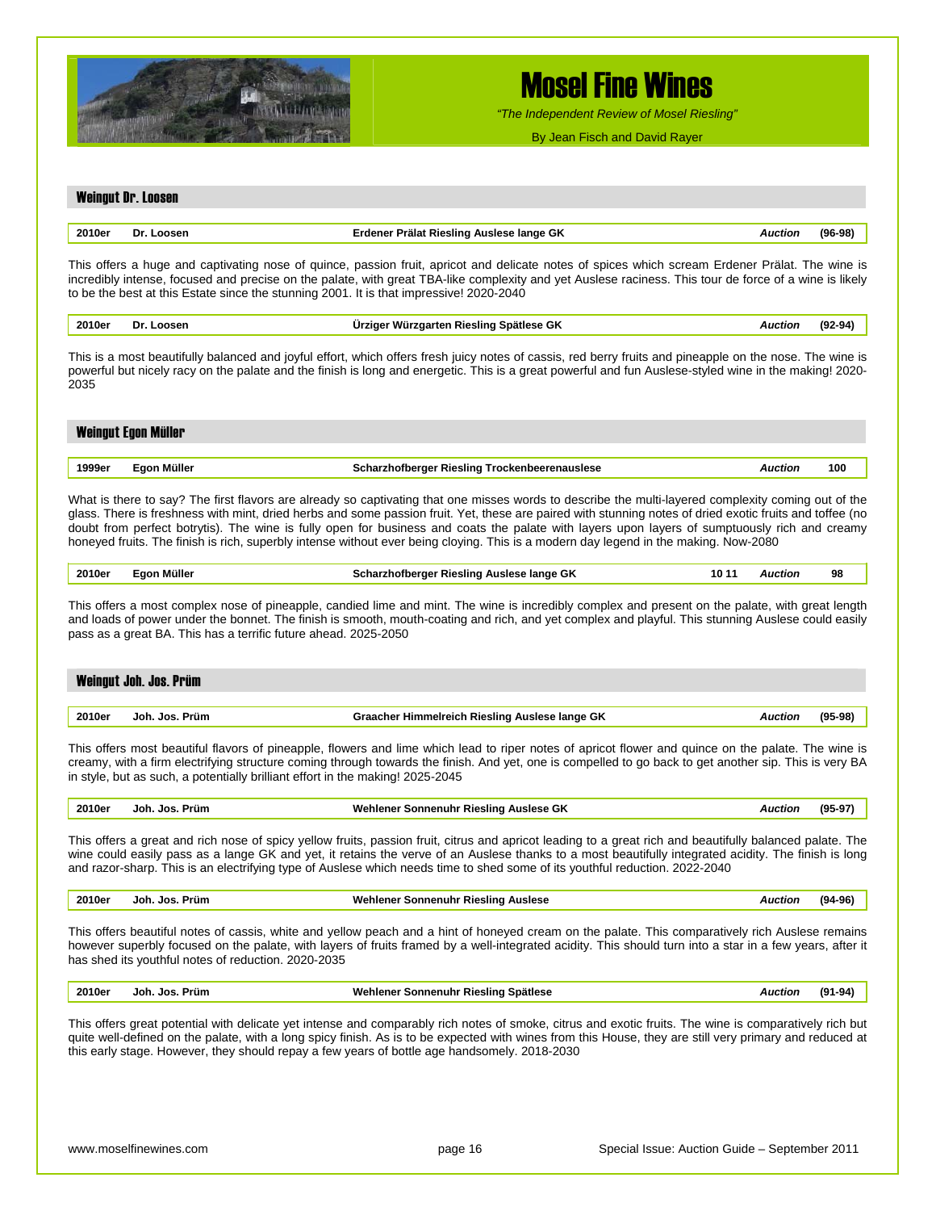# Mosel Fine Wines

*"The Independent Review of Mosel Riesling"*

By Jean Fisch and David Rayer

## Weingut Dr. Loosen

| 2010er | Dr. Loosen | Erdener Prälat Riesling Auslese lange GK | | *Auction* | (96-98) |
|---|---|---|---|---|---|

This offers a huge and captivating nose of quince, passion fruit, apricot and delicate notes of spices which scream Erdener Prälat. The wine is incredibly intense, focused and precise on the palate, with great TBA-like complexity and yet Auslese raciness. This tour de force of a wine is likely to be the best at this Estate since the stunning 2001. It is that impressive! 2020-2040

| 2010er | Dr. Loosen | Ürziger Würzgarten Riesling Spätlese GK | | *Auction* | (92-94) |
|---|---|---|---|---|---|

This is a most beautifully balanced and joyful effort, which offers fresh juicy notes of cassis, red berry fruits and pineapple on the nose. The wine is powerful but nicely racy on the palate and the finish is long and energetic. This is a great powerful and fun Auslese-styled wine in the making! 2020-2035

## Weingut Egon Müller

| 1999er | Egon Müller | Scharzhofberger Riesling Trockenbeerenauslese | | *Auction* | 100 |
|---|---|---|---|---|---|

What is there to say? The first flavors are already so captivating that one misses words to describe the multi-layered complexity coming out of the glass. There is freshness with mint, dried herbs and some passion fruit. Yet, these are paired with stunning notes of dried exotic fruits and toffee (no doubt from perfect botrytis). The wine is fully open for business and coats the palate with layers upon layers of sumptuously rich and creamy honeyed fruits. The finish is rich, superbly intense without ever being cloying. This is a modern day legend in the making. Now-2080

| 2010er | Egon Müller | Scharzhofberger Riesling Auslese lange GK | 10 11 | *Auction* | 98 |
|---|---|---|---|---|---|

This offers a most complex nose of pineapple, candied lime and mint. The wine is incredibly complex and present on the palate, with great length and loads of power under the bonnet. The finish is smooth, mouth-coating and rich, and yet complex and playful. This stunning Auslese could easily pass as a great BA. This has a terrific future ahead. 2025-2050

## Weingut Joh. Jos. Prüm

| 2010er | Joh. Jos. Prüm | Graacher Himmelreich Riesling Auslese lange GK | | *Auction* | (95-98) |
|---|---|---|---|---|---|

This offers most beautiful flavors of pineapple, flowers and lime which lead to riper notes of apricot flower and quince on the palate. The wine is creamy, with a firm electrifying structure coming through towards the finish. And yet, one is compelled to go back to get another sip. This is very BA in style, but as such, a potentially brilliant effort in the making! 2025-2045

| 2010er | Joh. Jos. Prüm | Wehlener Sonnenuhr Riesling Auslese GK | | *Auction* | (95-97) |
|---|---|---|---|---|---|

This offers a great and rich nose of spicy yellow fruits, passion fruit, citrus and apricot leading to a great rich and beautifully balanced palate. The wine could easily pass as a lange GK and yet, it retains the verve of an Auslese thanks to a most beautifully integrated acidity. The finish is long and razor-sharp. This is an electrifying type of Auslese which needs time to shed some of its youthful reduction. 2022-2040

| 2010er | Joh. Jos. Prüm | Wehlener Sonnenuhr Riesling Auslese | | *Auction* | (94-96) |
|---|---|---|---|---|---|

This offers beautiful notes of cassis, white and yellow peach and a hint of honeyed cream on the palate. This comparatively rich Auslese remains however superbly focused on the palate, with layers of fruits framed by a well-integrated acidity. This should turn into a star in a few years, after it has shed its youthful notes of reduction. 2020-2035

| 2010er | Joh. Jos. Prüm | Wehlener Sonnenuhr Riesling Spätlese | | *Auction* | (91-94) |
|---|---|---|---|---|---|

This offers great potential with delicate yet intense and comparably rich notes of smoke, citrus and exotic fruits. The wine is comparatively rich but quite well-defined on the palate, with a long spicy finish. As is to be expected with wines from this House, they are still very primary and reduced at this early stage. However, they should repay a few years of bottle age handsomely. 2018-2030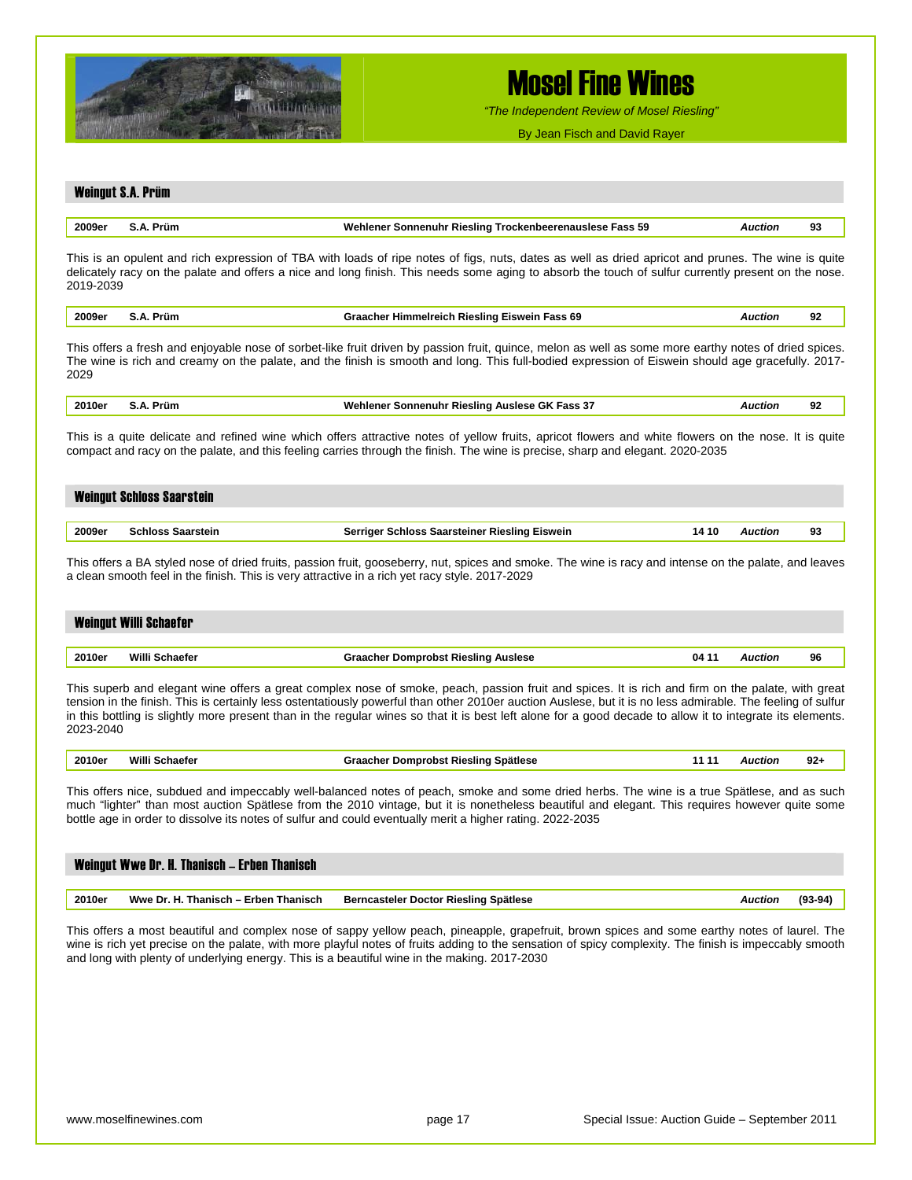## Weingut S.A. Prüm

| 2009er | S.A. Prüm | Wehlener Sonnenuhr Riesling Trockenbeerenauslese Fass 59 | | *Auction* | 93 |
|---|---|---|---|---|---|

This is an opulent and rich expression of TBA with loads of ripe notes of figs, nuts, dates as well as dried apricot and prunes. The wine is quite delicately racy on the palate and offers a nice and long finish. This needs some aging to absorb the touch of sulfur currently present on the nose. 2019-2039

| 2009er | S.A. Prüm | Graacher Himmelreich Riesling Eiswein Fass 69 | | *Auction* | 92 |
|---|---|---|---|---|---|

This offers a fresh and enjoyable nose of sorbet-like fruit driven by passion fruit, quince, melon as well as some more earthy notes of dried spices. The wine is rich and creamy on the palate, and the finish is smooth and long. This full-bodied expression of Eiswein should age gracefully. 2017-2029

| 2010er | S.A. Prüm | Wehlener Sonnenuhr Riesling Auslese GK Fass 37 | | *Auction* | 92 |
|---|---|---|---|---|---|

This is a quite delicate and refined wine which offers attractive notes of yellow fruits, apricot flowers and white flowers on the nose. It is quite compact and racy on the palate, and this feeling carries through the finish. The wine is precise, sharp and elegant. 2020-2035

## Weingut Schloss Saarstein

| 2009er | Schloss Saarstein | Serriger Schloss Saarsteiner Riesling Eiswein | 14 10 | *Auction* | 93 |
|---|---|---|---|---|---|

This offers a BA styled nose of dried fruits, passion fruit, gooseberry, nut, spices and smoke. The wine is racy and intense on the palate, and leaves a clean smooth feel in the finish. This is very attractive in a rich yet racy style. 2017-2029

## Weingut Willi Schaefer

| 2010er | Willi Schaefer | Graacher Domprobst Riesling Auslese | 04 11 | *Auction* | 96 |
|---|---|---|---|---|---|

This superb and elegant wine offers a great complex nose of smoke, peach, passion fruit and spices. It is rich and firm on the palate, with great tension in the finish. This is certainly less ostentatiously powerful than other 2010er auction Auslese, but it is no less admirable. The feeling of sulfur in this bottling is slightly more present than in the regular wines so that it is best left alone for a good decade to allow it to integrate its elements. 2023-2040

| 2010er | Willi Schaefer | Graacher Domprobst Riesling Spätlese | 11 11 | *Auction* | 92+ |
|---|---|---|---|---|---|

This offers nice, subdued and impeccably well-balanced notes of peach, smoke and some dried herbs. The wine is a true Spätlese, and as such much "lighter" than most auction Spätlese from the 2010 vintage, but it is nonetheless beautiful and elegant. This requires however quite some bottle age in order to dissolve its notes of sulfur and could eventually merit a higher rating. 2022-2035

## Weingut Wwe Dr. H. Thanisch – Erben Thanisch

| 2010er | Wwe Dr. H. Thanisch – Erben Thanisch | Berncasteler Doctor Riesling Spätlese | | *Auction* | (93-94) |
|---|---|---|---|---|---|

This offers a most beautiful and complex nose of sappy yellow peach, pineapple, grapefruit, brown spices and some earthy notes of laurel. The wine is rich yet precise on the palate, with more playful notes of fruits adding to the sensation of spicy complexity. The finish is impeccably smooth and long with plenty of underlying energy. This is a beautiful wine in the making. 2017-2030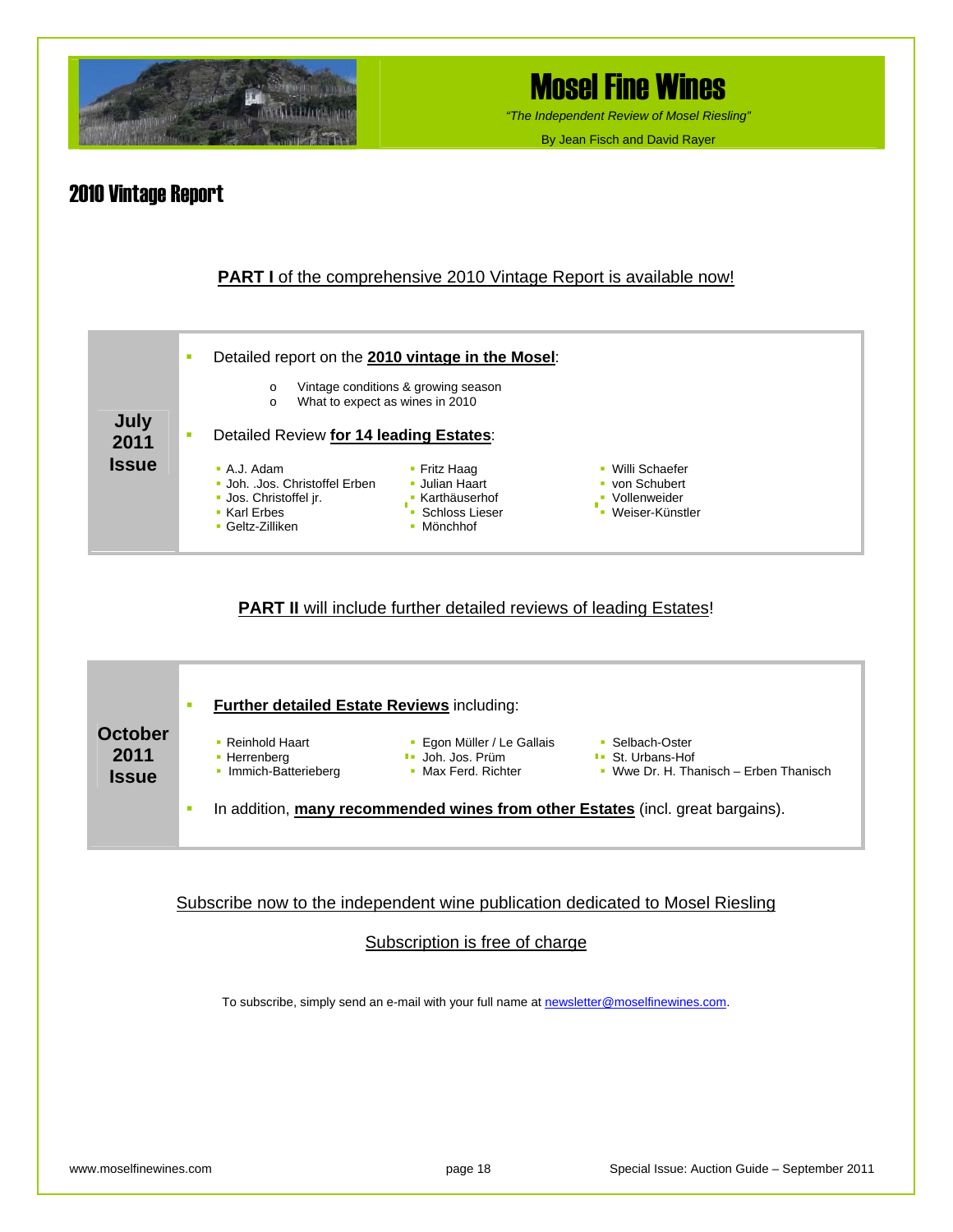# Mosel Fine Wines

*"The Independent Review of Mosel Riesling"*

By Jean Fisch and David Rayer

## 2010 Vintage Report

**PART I** of the comprehensive 2010 Vintage Report is available now!

**July 2011 Issue**

- Detailed report on the **2010 vintage in the Mosel**:
  - Vintage conditions & growing season
  - What to expect as wines in 2010
- Detailed Review **for 14 leading Estates**:
  - A.J. Adam
  - Joh. .Jos. Christoffel Erben
  - Jos. Christoffel jr.
  - Karl Erbes
  - Geltz-Zilliken
  - Fritz Haag
  - Julian Haart
  - Karthäuserhof
  - Schloss Lieser
  - Mönchhof
  - Willi Schaefer
  - von Schubert
  - Vollenweider
  - Weiser-Künstler

**PART II** will include further detailed reviews of leading Estates!

**October 2011 Issue**

- **Further detailed Estate Reviews** including:
  - Reinhold Haart
  - Herrenberg
  - Immich-Batterieberg
  - Egon Müller / Le Gallais
  - Joh. Jos. Prüm
  - Max Ferd. Richter
  - Selbach-Oster
  - St. Urbans-Hof
  - Wwe Dr. H. Thanisch – Erben Thanisch
- In addition, **many recommended wines from other Estates** (incl. great bargains).

Subscribe now to the independent wine publication dedicated to Mosel Riesling

Subscription is free of charge

To subscribe, simply send an e-mail with your full name at newsletter@moselfinewines.com.